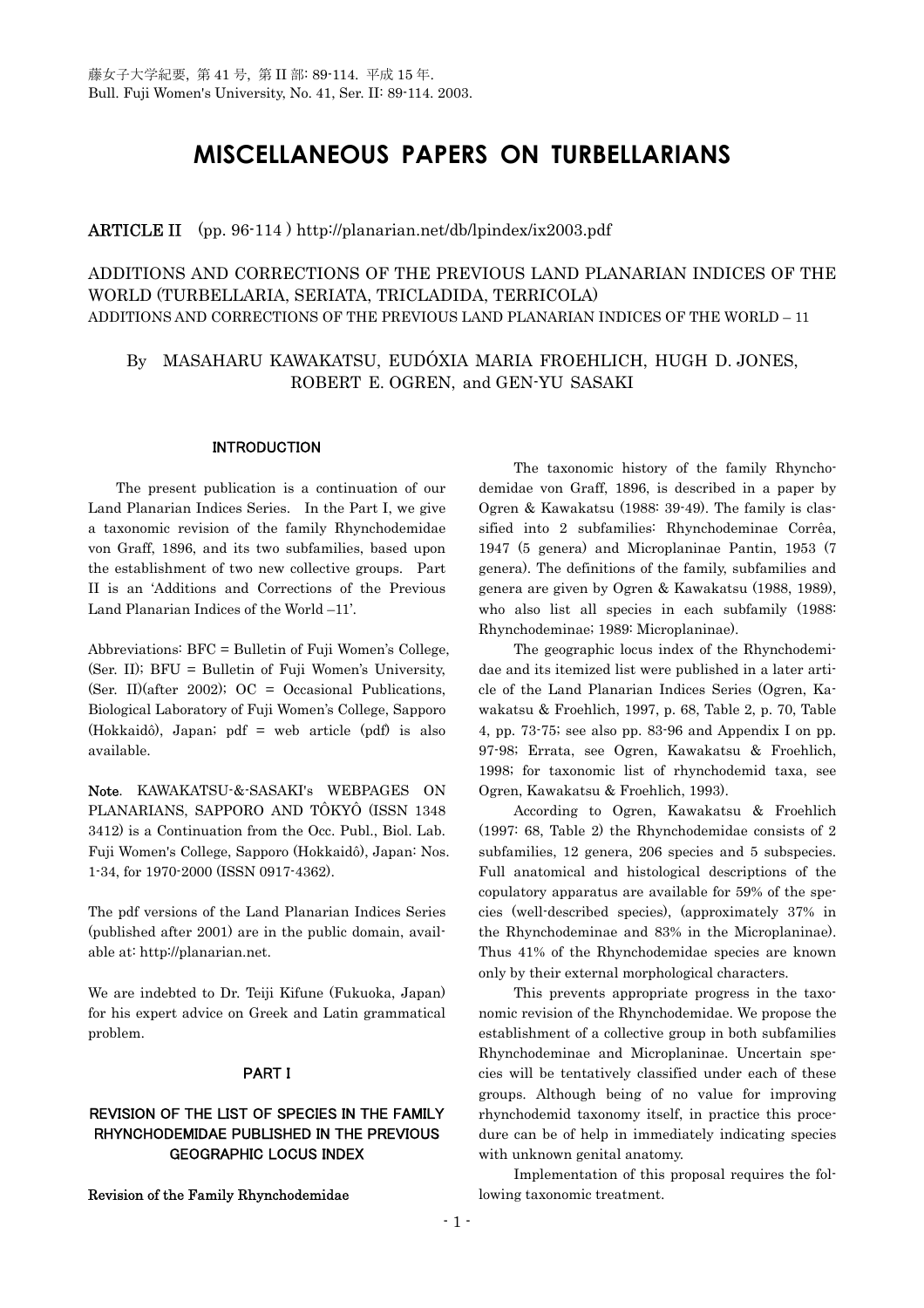藤女子大学紀要，第 41 号，第 II 部: 89-114. 平成 15 年.
Bull. Fuji Women's University, No. 41, Ser. II: 89-114. 2003.

# MISCELLANEOUS PAPERS ON TURBELLARIANS

**ARTICLE II** (pp. 96-114 ) http://planarian.net/db/lpindex/ix2003.pdf

## ADDITIONS AND CORRECTIONS OF THE PREVIOUS LAND PLANARIAN INDICES OF THE WORLD (TURBELLARIA, SERIATA, TRICLADIDA, TERRICOLA)

ADDITIONS AND CORRECTIONS OF THE PREVIOUS LAND PLANARIAN INDICES OF THE WORLD – 11

By MASAHARU KAWAKATSU, EUDÓXIA MARIA FROEHLICH, HUGH D. JONES, ROBERT E. OGREN, and GEN-YU SASAKI

### INTRODUCTION

The present publication is a continuation of our Land Planarian Indices Series. In the Part I, we give a taxonomic revision of the family Rhynchodemidae von Graff, 1896, and its two subfamilies, based upon the establishment of two new collective groups. Part II is an 'Additions and Corrections of the Previous Land Planarian Indices of the World –11'.

Abbreviations: BFC = Bulletin of Fuji Women's College, (Ser. II); BFU = Bulletin of Fuji Women's University, (Ser. II)(after 2002); OC = Occasional Publications, Biological Laboratory of Fuji Women's College, Sapporo (Hokkaidô), Japan; pdf = web article (pdf) is also available.

**Note.** KAWAKATSU-&-SASAKI's WEBPAGES ON PLANARIANS, SAPPORO AND TÔKYÔ (ISSN 1348 3412) is a Continuation from the Occ. Publ., Biol. Lab. Fuji Women's College, Sapporo (Hokkaidô), Japan: Nos. 1-34, for 1970-2000 (ISSN 0917-4362).

The pdf versions of the Land Planarian Indices Series (published after 2001) are in the public domain, available at: http://planarian.net.

We are indebted to Dr. Teiji Kifune (Fukuoka, Japan) for his expert advice on Greek and Latin grammatical problem.

### PART I

### REVISION OF THE LIST OF SPECIES IN THE FAMILY RHYNCHODEMIDAE PUBLISHED IN THE PREVIOUS GEOGRAPHIC LOCUS INDEX

**Revision of the Family Rhynchodemidae**

The taxonomic history of the family Rhynchodemidae von Graff, 1896, is described in a paper by Ogren & Kawakatsu (1988: 39-49). The family is classified into 2 subfamilies: Rhynchodeminae Corrêa, 1947 (5 genera) and Microplaninae Pantin, 1953 (7 genera). The definitions of the family, subfamilies and genera are given by Ogren & Kawakatsu (1988, 1989), who also list all species in each subfamily (1988: Rhynchodeminae; 1989: Microplaninae).

The geographic locus index of the Rhynchodemidae and its itemized list were published in a later article of the Land Planarian Indices Series (Ogren, Kawakatsu & Froehlich, 1997, p. 68, Table 2, p. 70, Table 4, pp. 73-75; see also pp. 83-96 and Appendix I on pp. 97-98; Errata, see Ogren, Kawakatsu & Froehlich, 1998; for taxonomic list of rhynchodemid taxa, see Ogren, Kawakatsu & Froehlich, 1993).

According to Ogren, Kawakatsu & Froehlich (1997: 68, Table 2) the Rhynchodemidae consists of 2 subfamilies, 12 genera, 206 species and 5 subspecies. Full anatomical and histological descriptions of the copulatory apparatus are available for 59% of the species (well-described species), (approximately 37% in the Rhynchodeminae and 83% in the Microplaninae). Thus 41% of the Rhynchodemidae species are known only by their external morphological characters.

This prevents appropriate progress in the taxonomic revision of the Rhynchodemidae. We propose the establishment of a collective group in both subfamilies Rhynchodeminae and Microplaninae. Uncertain species will be tentatively classified under each of these groups. Although being of no value for improving rhynchodemid taxonomy itself, in practice this procedure can be of help in immediately indicating species with unknown genital anatomy.

Implementation of this proposal requires the following taxonomic treatment.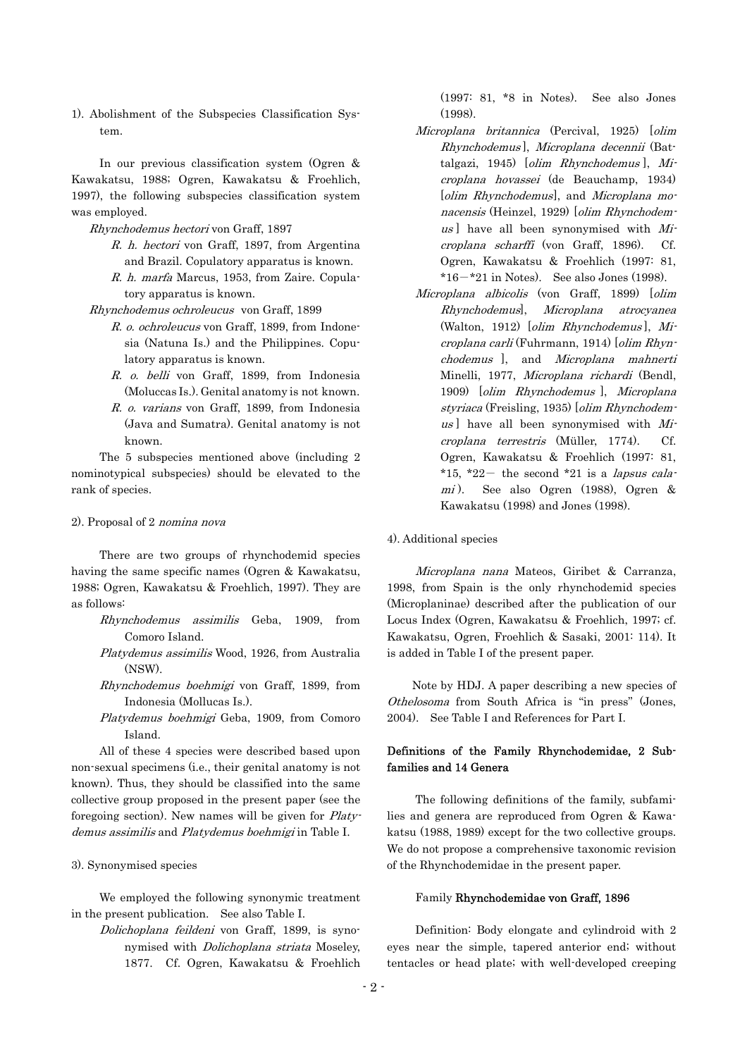1). Abolishment of the Subspecies Classification System.

In our previous classification system (Ogren & Kawakatsu, 1988; Ogren, Kawakatsu & Froehlich, 1997), the following subspecies classification system was employed.

*Rhynchodemus hectori* von Graff, 1897

- *R. h. hectori* von Graff, 1897, from Argentina and Brazil. Copulatory apparatus is known.
- *R. h. marfa* Marcus, 1953, from Zaire. Copulatory apparatus is known.

*Rhynchodemus ochroleucus* von Graff, 1899

- *R. o. ochroleucus* von Graff, 1899, from Indonesia (Natuna Is.) and the Philippines. Copulatory apparatus is known.
- *R. o. belli* von Graff, 1899, from Indonesia (Moluccas Is.). Genital anatomy is not known.
- *R. o. varians* von Graff, 1899, from Indonesia (Java and Sumatra). Genital anatomy is not known.

The 5 subspecies mentioned above (including 2 nominotypical subspecies) should be elevated to the rank of species.

2). Proposal of 2 *nomina nova*

There are two groups of rhynchodemid species having the same specific names (Ogren & Kawakatsu, 1988; Ogren, Kawakatsu & Froehlich, 1997). They are as follows:

- *Rhynchodemus assimilis* Geba, 1909, from Comoro Island.
- *Platydemus assimilis* Wood, 1926, from Australia (NSW).
- *Rhynchodemus boehmigi* von Graff, 1899, from Indonesia (Mollucas Is.).
- *Platydemus boehmigi* Geba, 1909, from Comoro Island.

All of these 4 species were described based upon non-sexual specimens (i.e., their genital anatomy is not known). Thus, they should be classified into the same collective group proposed in the present paper (see the foregoing section). New names will be given for *Platydemus assimilis* and *Platydemus boehmigi* in Table I.

3). Synonymised species

We employed the following synonymic treatment in the present publication. See also Table I.

- *Dolichoplana feildeni* von Graff, 1899, is synonymised with *Dolichoplana striata* Moseley, 1877. Cf. Ogren, Kawakatsu & Froehlich (1997: 81, *8 in Notes). See also Jones (1998).
- *Microplana britannica* (Percival, 1925) [*olim Rhynchodemus*], *Microplana decennii* (Battalgazi, 1945) [*olim Rhynchodemus*], *Microplana hovassei* (de Beauchamp, 1934) [*olim Rhynchodemus*], and *Microplana monacensis* (Heinzel, 1929) [*olim Rhynchodemus*] have all been synonymised with *Microplana scharffi* (von Graff, 1896). Cf. Ogren, Kawakatsu & Froehlich (1997: 81, *16−*21 in Notes). See also Jones (1998).
- *Microplana albicolis* (von Graff, 1899) [*olim Rhynchodemus*], *Microplana atrocyanea* (Walton, 1912) [*olim Rhynchodemus*], *Microplana carli* (Fuhrmann, 1914) [*olim Rhynchodemus* ], and *Microplana mahnerti* Minelli, 1977, *Microplana richardi* (Bendl, 1909) [*olim Rhynchodemus* ], *Microplana styriaca* (Freisling, 1935) [*olim Rhynchodemus*] have all been synonymised with *Microplana terrestris* (Müller, 1774). Cf. Ogren, Kawakatsu & Froehlich (1997: 81, *15, *22− the second *21 is a *lapsus calami*). See also Ogren (1988), Ogren & Kawakatsu (1998) and Jones (1998).

4). Additional species

*Microplana nana* Mateos, Giribet & Carranza, 1998, from Spain is the only rhynchodemid species (Microplaninae) described after the publication of our Locus Index (Ogren, Kawakatsu & Froehlich, 1997; cf. Kawakatsu, Ogren, Froehlich & Sasaki, 2001: 114). It is added in Table I of the present paper.

Note by HDJ. A paper describing a new species of *Othelosoma* from South Africa is "in press" (Jones, 2004). See Table I and References for Part I.

## Definitions of the Family Rhynchodemidae, 2 Subfamilies and 14 Genera

The following definitions of the family, subfamilies and genera are reproduced from Ogren & Kawakatsu (1988, 1989) except for the two collective groups. We do not propose a comprehensive taxonomic revision of the Rhynchodemidae in the present paper.

### Family Rhynchodemidae von Graff, 1896

Definition: Body elongate and cylindroid with 2 eyes near the simple, tapered anterior end; without tentacles or head plate; with well-developed creeping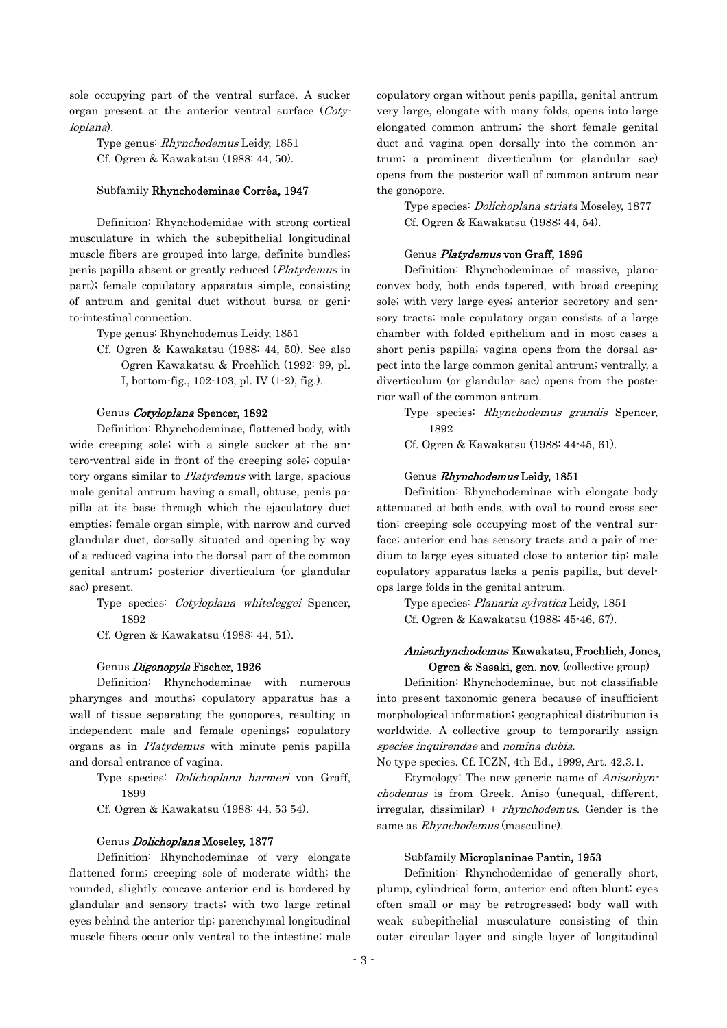sole occupying part of the ventral surface. A sucker organ present at the anterior ventral surface (*Cotyloplana*).

Type genus: *Rhynchodemus* Leidy, 1851
Cf. Ogren & Kawakatsu (1988: 44, 50).

#### Subfamily **Rhynchodeminae Corrêa, 1947**

Definition: Rhynchodemidae with strong cortical musculature in which the subepithelial longitudinal muscle fibers are grouped into large, definite bundles; penis papilla absent or greatly reduced (*Platydemus* in part); female copulatory apparatus simple, consisting of antrum and genital duct without bursa or genito-intestinal connection.

Type genus: Rhynchodemus Leidy, 1851
Cf. Ogren & Kawakatsu (1988: 44, 50). See also Ogren Kawakatsu & Froehlich (1992: 99, pl. I, bottom-fig., 102-103, pl. IV (1-2), fig.).

#### Genus ***Cotyloplana*** **Spencer, 1892**

Definition: Rhynchodeminae, flattened body, with wide creeping sole; with a single sucker at the antero-ventral side in front of the creeping sole; copulatory organs similar to *Platydemus* with large, spacious male genital antrum having a small, obtuse, penis papilla at its base through which the ejaculatory duct empties; female organ simple, with narrow and curved glandular duct, dorsally situated and opening by way of a reduced vagina into the dorsal part of the common genital antrum; posterior diverticulum (or glandular sac) present.

Type species: *Cotyloplana whiteleggei* Spencer, 1892
Cf. Ogren & Kawakatsu (1988: 44, 51).

#### Genus ***Digonopyla*** **Fischer, 1926**

Definition: Rhynchodeminae with numerous pharynges and mouths; copulatory apparatus has a wall of tissue separating the gonopores, resulting in independent male and female openings; copulatory organs as in *Platydemus* with minute penis papilla and dorsal entrance of vagina.

Type species: *Dolichoplana harmeri* von Graff, 1899
Cf. Ogren & Kawakatsu (1988: 44, 53 54).

#### Genus ***Dolichoplana*** **Moseley, 1877**

Definition: Rhynchodeminae of very elongate flattened form; creeping sole of moderate width; the rounded, slightly concave anterior end is bordered by glandular and sensory tracts; with two large retinal eyes behind the anterior tip; parenchymal longitudinal muscle fibers occur only ventral to the intestine; male copulatory organ without penis papilla, genital antrum very large, elongate with many folds, opens into large elongated common antrum; the short female genital duct and vagina open dorsally into the common antrum; a prominent diverticulum (or glandular sac) opens from the posterior wall of common antrum near the gonopore.

Type species: *Dolichoplana striata* Moseley, 1877
Cf. Ogren & Kawakatsu (1988: 44, 54).

#### Genus ***Platydemus*** **von Graff, 1896**

Definition: Rhynchodeminae of massive, planoconvex body, both ends tapered, with broad creeping sole; with very large eyes; anterior secretory and sensory tracts; male copulatory organ consists of a large chamber with folded epithelium and in most cases a short penis papilla; vagina opens from the dorsal aspect into the large common genital antrum; ventrally, a diverticulum (or glandular sac) opens from the posterior wall of the common antrum.

Type species: *Rhynchodemus grandis* Spencer, 1892
Cf. Ogren & Kawakatsu (1988: 44-45, 61).

#### Genus ***Rhynchodemus*** **Leidy, 1851**

Definition: Rhynchodeminae with elongate body attenuated at both ends, with oval to round cross section; creeping sole occupying most of the ventral surface; anterior end has sensory tracts and a pair of medium to large eyes situated close to anterior tip; male copulatory apparatus lacks a penis papilla, but develops large folds in the genital antrum.

Type species: *Planaria sylvatica* Leidy, 1851
Cf. Ogren & Kawakatsu (1988: 45-46, 67).

#### ***Anisorhynchodemus*** **Kawakatsu, Froehlich, Jones, Ogren & Sasaki, gen. nov.** (collective group)

Definition: Rhynchodeminae, but not classifiable into present taxonomic genera because of insufficient morphological information; geographical distribution is worldwide. A collective group to temporarily assign *species inquirendae* and *nomina dubia*.

No type species. Cf. ICZN, 4th Ed., 1999, Art. 42.3.1.

Etymology: The new generic name of *Anisorhynchodemus* is from Greek. Aniso (unequal, different, irregular, dissimilar) + *rhynchodemus*. Gender is the same as *Rhynchodemus* (masculine).

#### Subfamily **Microplaninae Pantin, 1953**

Definition: Rhynchodemidae of generally short, plump, cylindrical form, anterior end often blunt; eyes often small or may be retrogressed; body wall with weak subepithelial musculature consisting of thin outer circular layer and single layer of longitudinal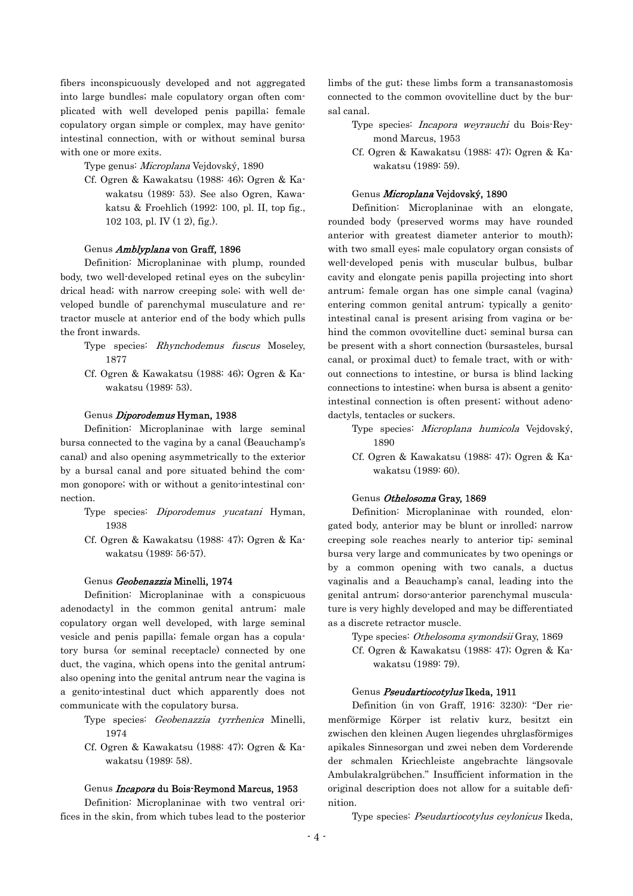fibers inconspicuously developed and not aggregated into large bundles; male copulatory organ often complicated with well developed penis papilla; female copulatory organ simple or complex, may have genito-intestinal connection, with or without seminal bursa with one or more exits.

Type genus: *Microplana* Vejdovský, 1890

Cf. Ogren & Kawakatsu (1988: 46); Ogren & Kawakatsu (1989: 53). See also Ogren, Kawakatsu & Froehlich (1992: 100, pl. II, top fig., 102 103, pl. IV (1 2), fig.).

### Genus *Amblyplana* von Graff, 1896

Definition: Microplaninae with plump, rounded body, two well-developed retinal eyes on the subcylindrical head; with narrow creeping sole; with well developed bundle of parenchymal musculature and retractor muscle at anterior end of the body which pulls the front inwards.

Type species: *Rhynchodemus fuscus* Moseley, 1877

Cf. Ogren & Kawakatsu (1988: 46); Ogren & Kawakatsu (1989: 53).

### Genus *Diporodemus* Hyman, 1938

Definition: Microplaninae with large seminal bursa connected to the vagina by a canal (Beauchamp's canal) and also opening asymmetrically to the exterior by a bursal canal and pore situated behind the common gonopore; with or without a genito-intestinal connection.

Type species: *Diporodemus yucatani* Hyman, 1938

Cf. Ogren & Kawakatsu (1988: 47); Ogren & Kawakatsu (1989: 56-57).

### Genus *Geobenazzia* Minelli, 1974

Definition: Microplaninae with a conspicuous adenodactyl in the common genital antrum; male copulatory organ well developed, with large seminal vesicle and penis papilla; female organ has a copulatory bursa (or seminal receptacle) connected by one duct, the vagina, which opens into the genital antrum; also opening into the genital antrum near the vagina is a genito-intestinal duct which apparently does not communicate with the copulatory bursa.

Type species: *Geobenazzia tyrrhenica* Minelli, 1974

Cf. Ogren & Kawakatsu (1988: 47); Ogren & Kawakatsu (1989: 58).

### Genus *Incapora* du Bois-Reymond Marcus, 1953

Definition: Microplaninae with two ventral orifices in the skin, from which tubes lead to the posterior limbs of the gut; these limbs form a transanastomosis connected to the common ovovitelline duct by the bursal canal.

Type species: *Incapora weyrauchi* du Bois-Reymond Marcus, 1953

Cf. Ogren & Kawakatsu (1988: 47); Ogren & Kawakatsu (1989: 59).

### Genus *Microplana* Vejdovský, 1890

Definition: Microplaninae with an elongate, rounded body (preserved worms may have rounded anterior with greatest diameter anterior to mouth); with two small eyes; male copulatory organ consists of well-developed penis with muscular bulbus, bulbar cavity and elongate penis papilla projecting into short antrum; female organ has one simple canal (vagina) entering common genital antrum; typically a genito-intestinal canal is present arising from vagina or behind the common ovovitelline duct; seminal bursa can be present with a short connection (bursasteles, bursal canal, or proximal duct) to female tract, with or without connections to intestine, or bursa is blind lacking connections to intestine; when bursa is absent a genito-intestinal connection is often present; without adenodactyls, tentacles or suckers.

Type species: *Microplana humicola* Vejdovský, 1890

Cf. Ogren & Kawakatsu (1988: 47); Ogren & Kawakatsu (1989: 60).

### Genus *Othelosoma* Gray, 1869

Definition: Microplaninae with rounded, elongated body, anterior may be blunt or inrolled; narrow creeping sole reaches nearly to anterior tip; seminal bursa very large and communicates by two openings or by a common opening with two canals, a ductus vaginalis and a Beauchamp's canal, leading into the genital antrum; dorso-anterior parenchymal musculature is very highly developed and may be differentiated as a discrete retractor muscle.

Type species: *Othelosoma symondsii* Gray, 1869

Cf. Ogren & Kawakatsu (1988: 47); Ogren & Kawakatsu (1989: 79).

### Genus *Pseudartiocotylus* Ikeda, 1911

Definition (in von Graff, 1916: 3230): "Der riemenförmige Körper ist relativ kurz, besitzt ein zwischen den kleinen Augen liegendes uhrglasförmiges apikales Sinnesorgan und zwei neben dem Vorderende der schmalen Kriechleiste angebrachte längsovale Ambulakralgrübchen." Insufficient information in the original description does not allow for a suitable definition.

Type species: *Pseudartiocotylus ceylonicus* Ikeda,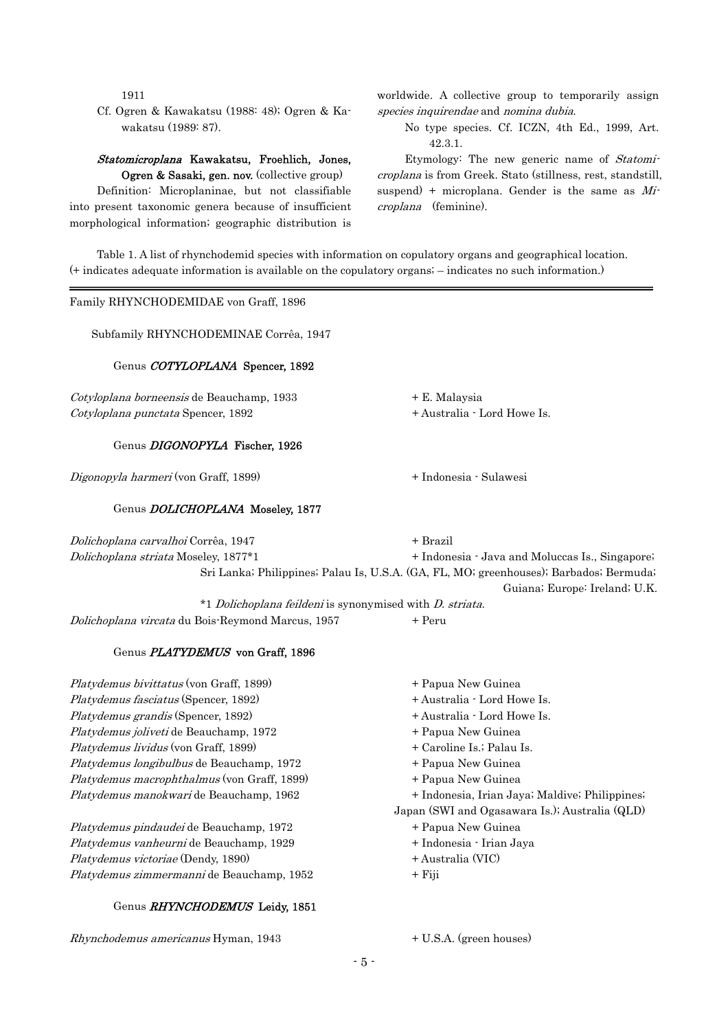1911

Cf. Ogren & Kawakatsu (1988: 48); Ogren & Kawakatsu (1989: 87).

***Statomicroplana*** **Kawakatsu, Froehlich, Jones, Ogren & Sasaki, gen. nov.** (collective group)

Definition: Microplaninae, but not classifiable into present taxonomic genera because of insufficient morphological information; geographic distribution is worldwide. A collective group to temporarily assign *species inquirendae* and *nomina dubia*.

No type species. Cf. ICZN, 4th Ed., 1999, Art. 42.3.1.

Etymology: The new generic name of *Statomicroplana* is from Greek. Stato (stillness, rest, standstill, suspend) + microplana. Gender is the same as *Microplana* (feminine).

Table 1. A list of rhynchodemid species with information on copulatory organs and geographical location. (+ indicates adequate information is available on the copulatory organs; – indicates no such information.)

Family RHYNCHODEMIDAE von Graff, 1896

Subfamily RHYNCHODEMINAE Corrêa, 1947

Genus ***COTYLOPLANA*** **Spencer, 1892**

| Species | Information |
|---|---|
| *Cotyloplana borneensis* de Beauchamp, 1933 | + E. Malaysia |
| *Cotyloplana punctata* Spencer, 1892 | + Australia - Lord Howe Is. |

Genus ***DIGONOPYLA*** **Fischer, 1926**

| Species | Information |
|---|---|
| *Digonopyla harmeri* (von Graff, 1899) | + Indonesia - Sulawesi |

Genus ***DOLICHOPLANA*** **Moseley, 1877**

| Species | Information |
|---|---|
| *Dolichoplana carvalhoi* Corrêa, 1947 | + Brazil |
| *Dolichoplana striata* Moseley, 1877*1 | + Indonesia - Java and Moluccas Is., Singapore; Sri Lanka; Philippines; Palau Is, U.S.A. (GA, FL, MO; greenhouses); Barbados; Bermuda; Guiana; Europe: Ireland; U.K. |
| *Dolichoplana vircata* du Bois-Reymond Marcus, 1957 | + Peru |

*1 *Dolichoplana feildeni* is synonymised with *D. striata*.

Genus ***PLATYDEMUS*** **von Graff, 1896**

| Species | Information |
|---|---|
| *Platydemus bivittatus* (von Graff, 1899) | + Papua New Guinea |
| *Platydemus fasciatus* (Spencer, 1892) | + Australia - Lord Howe Is. |
| *Platydemus grandis* (Spencer, 1892) | + Australia - Lord Howe Is. |
| *Platydemus joliveti* de Beauchamp, 1972 | + Papua New Guinea |
| *Platydemus lividus* (von Graff, 1899) | + Caroline Is.; Palau Is. |
| *Platydemus longibulbus* de Beauchamp, 1972 | + Papua New Guinea |
| *Platydemus macrophthalmus* (von Graff, 1899) | + Papua New Guinea |
| *Platydemus manokwari* de Beauchamp, 1962 | + Indonesia, Irian Jaya; Maldive; Philippines; Japan (SWI and Ogasawara Is.); Australia (QLD) |
| *Platydemus pindaudei* de Beauchamp, 1972 | + Papua New Guinea |
| *Platydemus vanheurni* de Beauchamp, 1929 | + Indonesia - Irian Jaya |
| *Platydemus victoriae* (Dendy, 1890) | + Australia (VIC) |
| *Platydemus zimmermanni* de Beauchamp, 1952 | + Fiji |

Genus ***RHYNCHODEMUS*** **Leidy, 1851**

| Species | Information |
|---|---|
| *Rhynchodemus americanus* Hyman, 1943 | + U.S.A. (green houses) |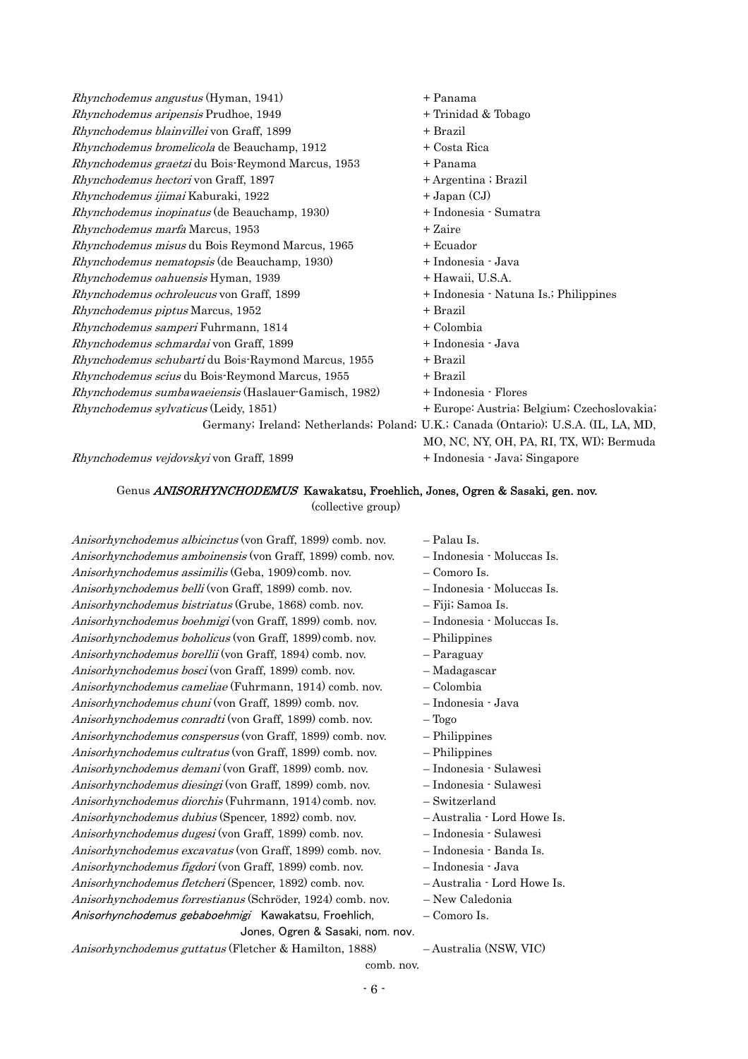*Rhynchodemus angustus* (Hyman, 1941) + Panama
*Rhynchodemus aripensis* Prudhoe, 1949 + Trinidad & Tobago
*Rhynchodemus blainvillei* von Graff, 1899 + Brazil
*Rhynchodemus bromelicola* de Beauchamp, 1912 + Costa Rica
*Rhynchodemus graetzi* du Bois-Reymond Marcus, 1953 + Panama
*Rhynchodemus hectori* von Graff, 1897 + Argentina ; Brazil
*Rhynchodemus ijimai* Kaburaki, 1922 + Japan (CJ)
*Rhynchodemus inopinatus* (de Beauchamp, 1930) + Indonesia - Sumatra
*Rhynchodemus marfa* Marcus, 1953 + Zaire
*Rhynchodemus misus* du Bois Reymond Marcus, 1965 + Ecuador
*Rhynchodemus nematopsis* (de Beauchamp, 1930) + Indonesia - Java
*Rhynchodemus oahuensis* Hyman, 1939 + Hawaii, U.S.A.
*Rhynchodemus ochroleucus* von Graff, 1899 + Indonesia - Natuna Is.; Philippines
*Rhynchodemus piptus* Marcus, 1952 + Brazil
*Rhynchodemus samperi* Fuhrmann, 1814 + Colombia
*Rhynchodemus schmardai* von Graff, 1899 + Indonesia - Java
*Rhynchodemus schubarti* du Bois-Raymond Marcus, 1955 + Brazil
*Rhynchodemus scius* du Bois-Reymond Marcus, 1955 + Brazil
*Rhynchodemus sumbawaeiensis* (Haslauer-Gamisch, 1982) + Indonesia - Flores
*Rhynchodemus sylvaticus* (Leidy, 1851) + Europe: Austria; Belgium; Czechoslovakia; Germany; Ireland; Netherlands; Poland; U.K.; Canada (Ontario); U.S.A. (IL, LA, MD, MO, NC, NY, OH, PA, RI, TX, WI); Bermuda
*Rhynchodemus vejdovskyi* von Graff, 1899 + Indonesia - Java; Singapore

Genus ***ANISORHYNCHODEMUS*** **Kawakatsu, Froehlich, Jones, Ogren & Sasaki, gen. nov.**
(collective group)

*Anisorhynchodemus albicinctus* (von Graff, 1899) comb. nov. – Palau Is.
*Anisorhynchodemus amboinensis* (von Graff, 1899) comb. nov. – Indonesia - Moluccas Is.
*Anisorhynchodemus assimilis* (Geba, 1909) comb. nov. – Comoro Is.
*Anisorhynchodemus belli* (von Graff, 1899) comb. nov. – Indonesia - Moluccas Is.
*Anisorhynchodemus bistriatus* (Grube, 1868) comb. nov. – Fiji; Samoa Is.
*Anisorhynchodemus boehmigi* (von Graff, 1899) comb. nov. – Indonesia - Moluccas Is.
*Anisorhynchodemus boholicus* (von Graff, 1899) comb. nov. – Philippines
*Anisorhynchodemus borellii* (von Graff, 1894) comb. nov. – Paraguay
*Anisorhynchodemus bosci* (von Graff, 1899) comb. nov. – Madagascar
*Anisorhynchodemus cameliae* (Fuhrmann, 1914) comb. nov. – Colombia
*Anisorhynchodemus chuni* (von Graff, 1899) comb. nov. – Indonesia - Java
*Anisorhynchodemus conradti* (von Graff, 1899) comb. nov. – Togo
*Anisorhynchodemus conspersus* (von Graff, 1899) comb. nov. – Philippines
*Anisorhynchodemus cultratus* (von Graff, 1899) comb. nov. – Philippines
*Anisorhynchodemus demani* (von Graff, 1899) comb. nov. – Indonesia - Sulawesi
*Anisorhynchodemus diesingi* (von Graff, 1899) comb. nov. – Indonesia - Sulawesi
*Anisorhynchodemus diorchis* (Fuhrmann, 1914) comb. nov. – Switzerland
*Anisorhynchodemus dubius* (Spencer, 1892) comb. nov. – Australia - Lord Howe Is.
*Anisorhynchodemus dugesi* (von Graff, 1899) comb. nov. – Indonesia - Sulawesi
*Anisorhynchodemus excavatus* (von Graff, 1899) comb. nov. – Indonesia - Banda Is.
*Anisorhynchodemus figdori* (von Graff, 1899) comb. nov. – Indonesia - Java
*Anisorhynchodemus fletcheri* (Spencer, 1892) comb. nov. – Australia - Lord Howe Is.
*Anisorhynchodemus forrestianus* (Schröder, 1924) comb. nov. – New Caledonia
***Anisorhynchodemus gebaboehmigi*** **Kawakatsu, Froehlich, Jones, Ogren & Sasaki, nom. nov.** – Comoro Is.
*Anisorhynchodemus guttatus* (Fletcher & Hamilton, 1888) comb. nov. – Australia (NSW, VIC)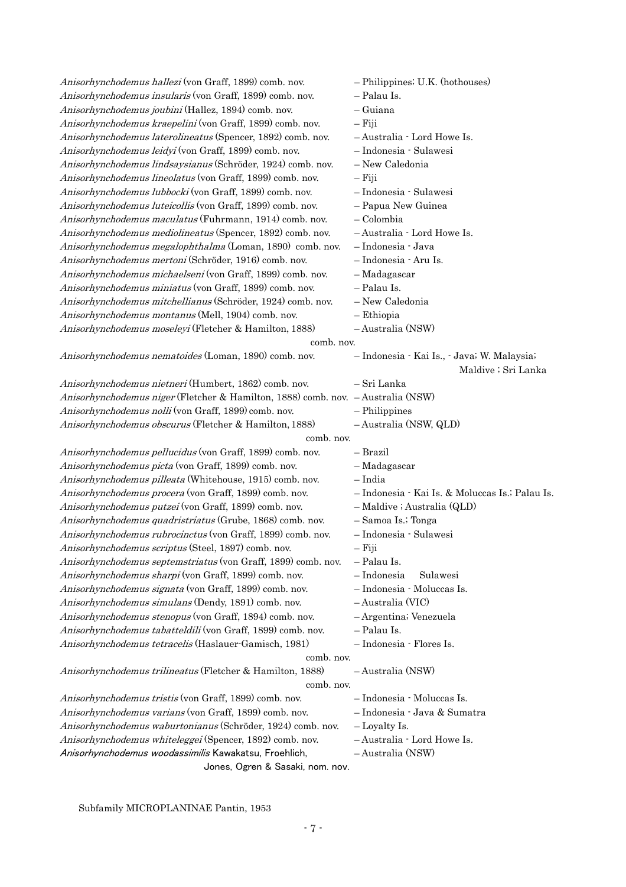*Anisorhynchodemus hallezi* (von Graff, 1899) comb. nov. – Philippines; U.K. (hothouses)
*Anisorhynchodemus insularis* (von Graff, 1899) comb. nov. – Palau Is.
*Anisorhynchodemus joubini* (Hallez, 1894) comb. nov. – Guiana
*Anisorhynchodemus kraepelini* (von Graff, 1899) comb. nov. – Fiji
*Anisorhynchodemus laterolineatus* (Spencer, 1892) comb. nov. – Australia - Lord Howe Is.
*Anisorhynchodemus leidyi* (von Graff, 1899) comb. nov. – Indonesia - Sulawesi
*Anisorhynchodemus lindsaysianus* (Schröder, 1924) comb. nov. – New Caledonia
*Anisorhynchodemus lineolatus* (von Graff, 1899) comb. nov. – Fiji
*Anisorhynchodemus lubbocki* (von Graff, 1899) comb. nov. – Indonesia - Sulawesi
*Anisorhynchodemus luteicollis* (von Graff, 1899) comb. nov. – Papua New Guinea
*Anisorhynchodemus maculatus* (Fuhrmann, 1914) comb. nov. – Colombia
*Anisorhynchodemus mediolineatus* (Spencer, 1892) comb. nov. – Australia - Lord Howe Is.
*Anisorhynchodemus megalophthalma* (Loman, 1890) comb. nov. – Indonesia - Java
*Anisorhynchodemus mertoni* (Schröder, 1916) comb. nov. – Indonesia - Aru Is.
*Anisorhynchodemus michaelseni* (von Graff, 1899) comb. nov. – Madagascar
*Anisorhynchodemus miniatus* (von Graff, 1899) comb. nov. – Palau Is.
*Anisorhynchodemus mitchellianus* (Schröder, 1924) comb. nov. – New Caledonia
*Anisorhynchodemus montanus* (Mell, 1904) comb. nov. – Ethiopia
*Anisorhynchodemus moseleyi* (Fletcher & Hamilton, 1888) comb. nov. – Australia (NSW)
*Anisorhynchodemus nematoides* (Loman, 1890) comb. nov. – Indonesia - Kai Is., - Java; W. Malaysia; Maldive ; Sri Lanka
*Anisorhynchodemus nietneri* (Humbert, 1862) comb. nov. – Sri Lanka
*Anisorhynchodemus niger* (Fletcher & Hamilton, 1888) comb. nov. – Australia (NSW)
*Anisorhynchodemus nolli* (von Graff, 1899) comb. nov. – Philippines
*Anisorhynchodemus obscurus* (Fletcher & Hamilton, 1888) comb. nov. – Australia (NSW, QLD)
*Anisorhynchodemus pellucidus* (von Graff, 1899) comb. nov. – Brazil
*Anisorhynchodemus picta* (von Graff, 1899) comb. nov. – Madagascar
*Anisorhynchodemus pilleata* (Whitehouse, 1915) comb. nov. – India
*Anisorhynchodemus procera* (von Graff, 1899) comb. nov. – Indonesia - Kai Is. & Moluccas Is.; Palau Is.
*Anisorhynchodemus putzei* (von Graff, 1899) comb. nov. – Maldive ; Australia (QLD)
*Anisorhynchodemus quadristriatus* (Grube, 1868) comb. nov. – Samoa Is.; Tonga
*Anisorhynchodemus rubrocinctus* (von Graff, 1899) comb. nov. – Indonesia - Sulawesi
*Anisorhynchodemus scriptus* (Steel, 1897) comb. nov. – Fiji
*Anisorhynchodemus septemstriatus* (von Graff, 1899) comb. nov. – Palau Is.
*Anisorhynchodemus sharpi* (von Graff, 1899) comb. nov. – Indonesia Sulawesi
*Anisorhynchodemus signata* (von Graff, 1899) comb. nov. – Indonesia - Moluccas Is.
*Anisorhynchodemus simulans* (Dendy, 1891) comb. nov. – Australia (VIC)
*Anisorhynchodemus stenopus* (von Graff, 1894) comb. nov. – Argentina; Venezuela
*Anisorhynchodemus tabatteldili* (von Graff, 1899) comb. nov. – Palau Is.
*Anisorhynchodemus tetracelis* (Haslauer-Gamisch, 1981) comb. nov. – Indonesia - Flores Is.
*Anisorhynchodemus trilineatus* (Fletcher & Hamilton, 1888) comb. nov. – Australia (NSW)
*Anisorhynchodemus tristis* (von Graff, 1899) comb. nov. – Indonesia - Moluccas Is.
*Anisorhynchodemus varians* (von Graff, 1899) comb. nov. – Indonesia - Java & Sumatra
*Anisorhynchodemus waburtonianus* (Schröder, 1924) comb. nov. – Loyalty Is.
*Anisorhynchodemus whiteleggei* (Spencer, 1892) comb. nov. – Australia - Lord Howe Is.
*Anisorhynchodemus woodassimilis* Kawakatsu, Froehlich, Jones, Ogren & Sasaki, nom. nov. – Australia (NSW)

Subfamily MICROPLANINAE Pantin, 1953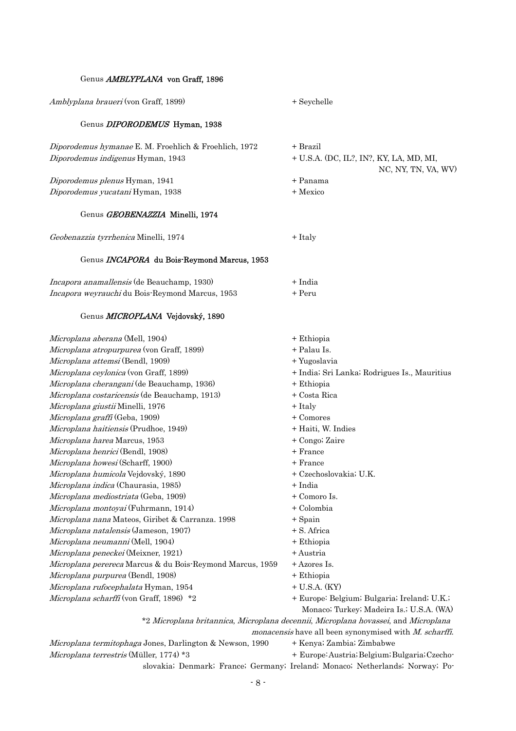Genus ***AMBLYPLANA*** **von Graff, 1896**

*Amblyplana braueri* (von Graff, 1899) + Seychelle

Genus ***DIPORODEMUS*** **Hyman, 1938**

*Diporodemus hymanae* E. M. Froehlich & Froehlich, 1972 + Brazil
*Diporodemus indigenus* Hyman, 1943 + U.S.A. (DC, IL?, IN?, KY, LA, MD, MI, NC, NY, TN, VA, WV)
*Diporodemus plenus* Hyman, 1941 + Panama
*Diporodemus yucatani* Hyman, 1938 + Mexico

Genus ***GEOBENAZZIA*** **Minelli, 1974**

*Geobenazzia tyrrhenica* Minelli, 1974 + Italy

Genus ***INCAPORA*** **du Bois-Reymond Marcus, 1953**

*Incapora anamallensis* (de Beauchamp, 1930) + India
*Incapora weyrauchi* du Bois-Reymond Marcus, 1953 + Peru

Genus ***MICROPLANA*** **Vejdovský, 1890**

*Microplana aberana* (Mell, 1904) + Ethiopia
*Microplana atropurpurea* (von Graff, 1899) + Palau Is.
*Microplana attemsi* (Bendl, 1909) + Yugoslavia
*Microplana ceylonica* (von Graff, 1899) + India; Sri Lanka; Rodrigues Is., Mauritius
*Microplana cherangani* (de Beauchamp, 1936) + Ethiopia
*Microplana costaricensis* (de Beauchamp, 1913) + Costa Rica
*Microplana giustii* Minelli, 1976 + Italy
*Microplana graffi* (Geba, 1909) + Comores
*Microplana haitiensis* (Prudhoe, 1949) + Haiti, W. Indies
*Microplana harea* Marcus, 1953 + Congo; Zaire
*Microplana henrici* (Bendl, 1908) + France
*Microplana howesi* (Scharff, 1900) + France
*Microplana humicola* Vejdovský, 1890 + Czechoslovakia; U.K.
*Microplana indica* (Chaurasia, 1985) + India
*Microplana mediostriata* (Geba, 1909) + Comoro Is.
*Microplana montoyai* (Fuhrmann, 1914) + Colombia
*Microplana nana* Mateos, Giribet & Carranza. 1998 + Spain
*Microplana natalensis* (Jameson, 1907) + S. Africa
*Microplana neumanni* (Mell, 1904) + Ethiopia
*Microplana peneckei* (Meixner, 1921) + Austria
*Microplana perereca* Marcus & du Bois-Reymond Marcus, 1959 + Azores Is.
*Microplana purpurea* (Bendl, 1908) + Ethiopia
*Microplana rufocephalata* Hyman, 1954 + U.S.A. (KY)
*Microplana scharffi* (von Graff, 1896) \*2 + Europe: Belgium; Bulgaria; Ireland; U.K.; Monaco; Turkey; Madeira Is.; U.S.A. (WA)

\*2 *Microplana britannica*, *Microplana decennii*, *Microplana hovassei*, and *Microplana monacensis* have all been synonymised with *M. scharffi*.

*Microplana termitophaga* Jones, Darlington & Newson, 1990 + Kenya; Zambia; Zimbabwe
*Microplana terrestris* (Müller, 1774) \*3 + Europe: Austria; Belgium; Bulgaria; Czechoslovakia; Denmark; France; Germany; Ireland; Monaco; Netherlands; Norway; Po-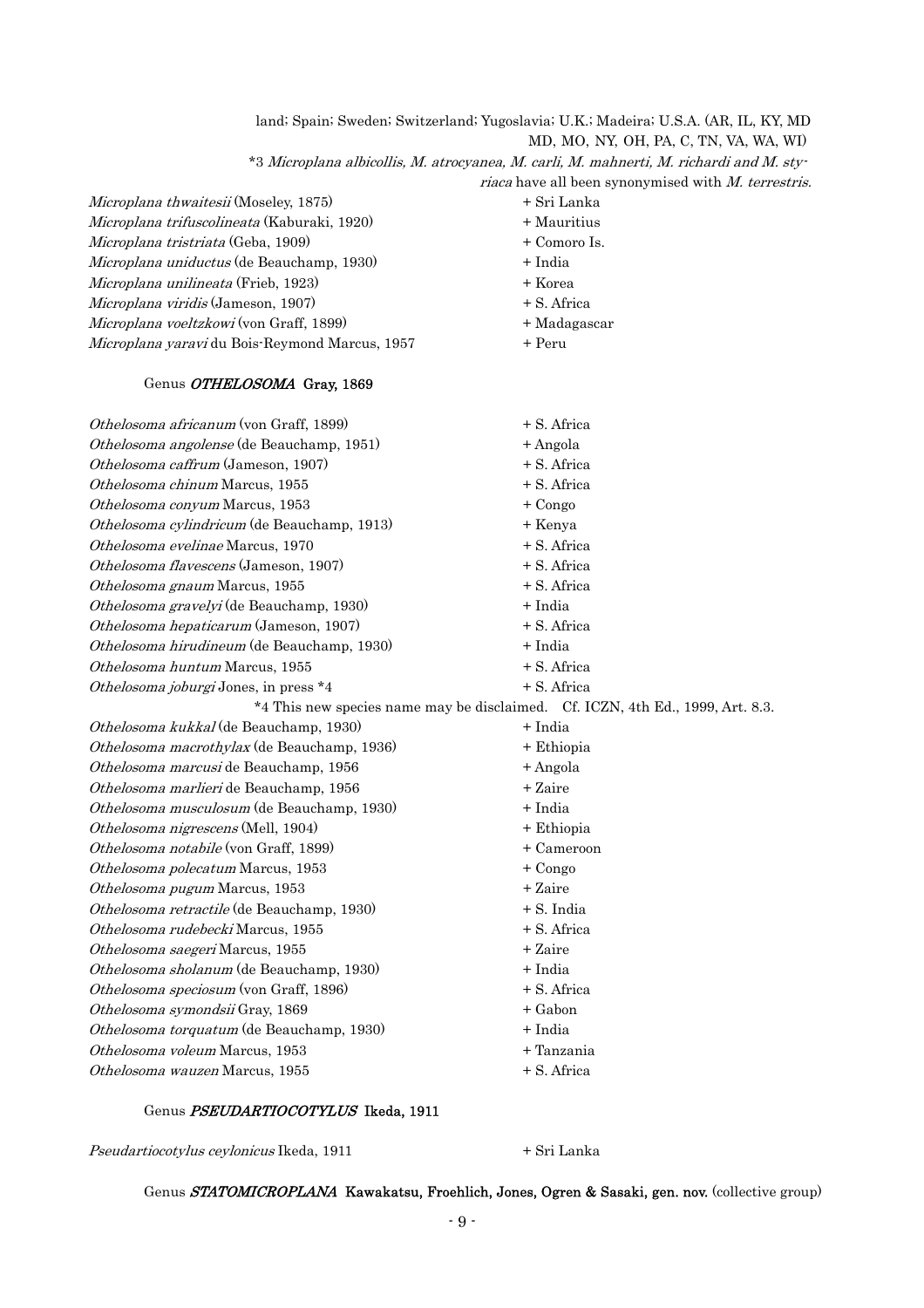land; Spain; Sweden; Switzerland; Yugoslavia; U.K.; Madeira; U.S.A. (AR, IL, KY, MD MD, MO, NY, OH, PA, C, TN, VA, WA, WI)

*3 *Microplana albicollis, M. atrocyanea, M. carli, M. mahnerti, M. richardi and M. styriaca* have all been synonymised with *M. terrestris.*

*Microplana thwaitesii* (Moseley, 1875) + Sri Lanka
*Microplana trifuscolineata* (Kaburaki, 1920) + Mauritius
*Microplana tristriata* (Geba, 1909) + Comoro Is.
*Microplana uniductus* (de Beauchamp, 1930) + India
*Microplana unilineata* (Frieb, 1923) + Korea
*Microplana viridis* (Jameson, 1907) + S. Africa
*Microplana voeltzkowi* (von Graff, 1899) + Madagascar
*Microplana yaravi* du Bois-Reymond Marcus, 1957 + Peru

### Genus *OTHELOSOMA* Gray, 1869

*Othelosoma africanum* (von Graff, 1899) + S. Africa
*Othelosoma angolense* (de Beauchamp, 1951) + Angola
*Othelosoma caffrum* (Jameson, 1907) + S. Africa
*Othelosoma chinum* Marcus, 1955 + S. Africa
*Othelosoma conyum* Marcus, 1953 + Congo
*Othelosoma cylindricum* (de Beauchamp, 1913) + Kenya
*Othelosoma evelinae* Marcus, 1970 + S. Africa
*Othelosoma flavescens* (Jameson, 1907) + S. Africa
*Othelosoma gnaum* Marcus, 1955 + S. Africa
*Othelosoma gravelyi* (de Beauchamp, 1930) + India
*Othelosoma hepaticarum* (Jameson, 1907) + S. Africa
*Othelosoma hirudineum* (de Beauchamp, 1930) + India
*Othelosoma huntum* Marcus, 1955 + S. Africa
*Othelosoma joburgi* Jones, in press *4 + S. Africa

*4 This new species name may be disclaimed. Cf. ICZN, 4th Ed., 1999, Art. 8.3.

*Othelosoma kukkal* (de Beauchamp, 1930) + India
*Othelosoma macrothylax* (de Beauchamp, 1936) + Ethiopia
*Othelosoma marcusi* de Beauchamp, 1956 + Angola
*Othelosoma marlieri* de Beauchamp, 1956 + Zaire
*Othelosoma musculosum* (de Beauchamp, 1930) + India
*Othelosoma nigrescens* (Mell, 1904) + Ethiopia
*Othelosoma notabile* (von Graff, 1899) + Cameroon
*Othelosoma polecatum* Marcus, 1953 + Congo
*Othelosoma pugum* Marcus, 1953 + Zaire
*Othelosoma retractile* (de Beauchamp, 1930) + S. India
*Othelosoma rudebecki* Marcus, 1955 + S. Africa
*Othelosoma saegeri* Marcus, 1955 + Zaire
*Othelosoma sholanum* (de Beauchamp, 1930) + India
*Othelosoma speciosum* (von Graff, 1896) + S. Africa
*Othelosoma symondsii* Gray, 1869 + Gabon
*Othelosoma torquatum* (de Beauchamp, 1930) + India
*Othelosoma voleum* Marcus, 1953 + Tanzania
*Othelosoma wauzen* Marcus, 1955 + S. Africa

### Genus *PSEUDARTIOCOTYLUS* Ikeda, 1911

*Pseudartiocotylus ceylonicus* Ikeda, 1911 + Sri Lanka

### Genus *STATOMICROPLANA* Kawakatsu, Froehlich, Jones, Ogren & Sasaki, gen. nov. (collective group)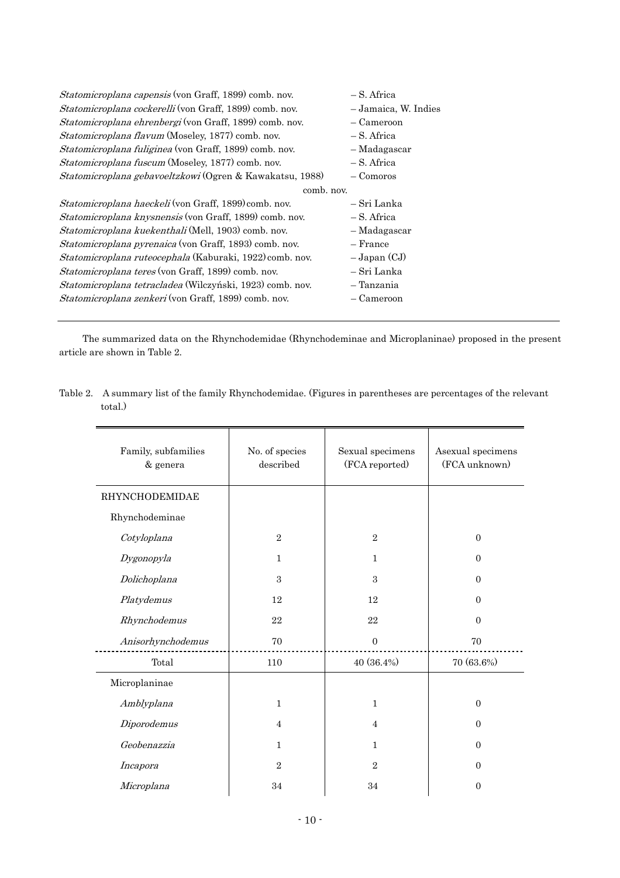*Statomicroplana capensis* (von Graff, 1899) comb. nov. – S. Africa
*Statomicroplana cockerelli* (von Graff, 1899) comb. nov. – Jamaica, W. Indies
*Statomicroplana ehrenbergi* (von Graff, 1899) comb. nov. – Cameroon
*Statomicroplana flavum* (Moseley, 1877) comb. nov. – S. Africa
*Statomicroplana fuliginea* (von Graff, 1899) comb. nov. – Madagascar
*Statomicroplana fuscum* (Moseley, 1877) comb. nov. – S. Africa
*Statomicroplana gebavoeltzkowi* (Ogren & Kawakatsu, 1988) comb. nov. – Comoros
*Statomicroplana haeckeli* (von Graff, 1899) comb. nov. – Sri Lanka
*Statomicroplana knysnensis* (von Graff, 1899) comb. nov. – S. Africa
*Statomicroplana kuekenthali* (Mell, 1903) comb. nov. – Madagascar
*Statomicroplana pyrenaica* (von Graff, 1893) comb. nov. – France
*Statomicroplana ruteocephala* (Kaburaki, 1922) comb. nov. – Japan (CJ)
*Statomicroplana teres* (von Graff, 1899) comb. nov. – Sri Lanka
*Statomicroplana tetracladea* (Wilczyński, 1923) comb. nov. – Tanzania
*Statomicroplana zenkeri* (von Graff, 1899) comb. nov. – Cameroon

---

The summarized data on the Rhynchodemidae (Rhynchodeminae and Microplaninae) proposed in the present article are shown in Table 2.

Table 2. A summary list of the family Rhynchodemidae. (Figures in parentheses are percentages of the relevant total.)

| Family, subfamilies & genera | No. of species described | Sexual specimens (FCA reported) | Asexual specimens (FCA unknown) |
|---|---|---|---|
| RHYNCHODEMIDAE | | | |
| Rhynchodeminae | | | |
| *Cotyloplana* | 2 | 2 | 0 |
| *Dygonopyla* | 1 | 1 | 0 |
| *Dolichoplana* | 3 | 3 | 0 |
| *Platydemus* | 12 | 12 | 0 |
| *Rhynchodemus* | 22 | 22 | 0 |
| *Anisorhynchodemus* | 70 | 0 | 70 |
| Total | 110 | 40 (36.4%) | 70 (63.6%) |
| Microplaninae | | | |
| *Amblyplana* | 1 | 1 | 0 |
| *Diporodemus* | 4 | 4 | 0 |
| *Geobenazzia* | 1 | 1 | 0 |
| *Incapora* | 2 | 2 | 0 |
| *Microplana* | 34 | 34 | 0 |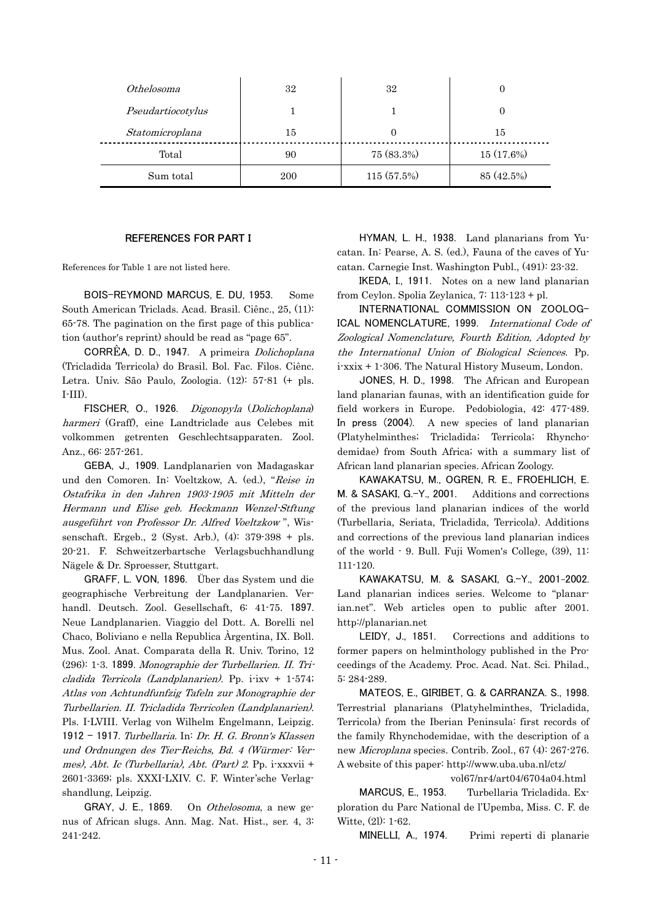| | | | |
|---|---|---|---|
| *Othelosoma* | 32 | 32 | 0 |
| *Pseudartiocotylus* | 1 | 1 | 0 |
| *Statomicroplana* | 15 | 0 | 15 |
| Total | 90 | 75 (83.3%) | 15 (17.6%) |
| Sum total | 200 | 115 (57.5%) | 85 (42.5%) |

## REFERENCES FOR PART I

References for Table 1 are not listed here.

**BOIS-REYMOND MARCUS, E. DU, 1953**. Some South American Triclads. Acad. Brasil. Ciênc., 25, (11): 65-78. The pagination on the first page of this publication (author's reprint) should be read as "page 65".

**CORRÊA, D. D., 1947**. A primeira *Dolichoplana* (Tricladida Terricola) do Brasil. Bol. Fac. Filos. Ciênc. Letra. Univ. São Paulo, Zoologia. (12): 57-81 (+ pls. I-III).

**FISCHER, O., 1926**. *Digonopyla* (*Dolichoplana*) *harmeri* (Graff), eine Landtriclade aus Celebes mit volkommen getrenten Geschlechtsapparaten. Zool. Anz., 66: 257-261.

**GEBA, J., 1909**. Landplanarien von Madagaskar und den Comoren. In: Voeltzkow, A. (ed.), "*Reise in Ostafrika in den Jahren 1903-1905 mit Mitteln der Hermann und Elise geb. Heckmann Wenzel-Stftung ausgeführt von Professor Dr. Alfred Voeltzkow*", Wissenschaft. Ergeb., 2 (Syst. Arb.), (4): 379-398 + pls. 20-21. F. Schweitzerbartsche Verlagsbuchhandlung Nägele & Dr. Sproesser, Stuttgart.

**GRAFF, L. VON, 1896**. Über das System und die geographische Verbreitung der Landplanarien. Verhandl. Deutsch. Zool. Gesellschaft, 6: 41-75. **1897**. Neue Landplanarien. Viaggio del Dott. A. Borelli nel Chaco, Boliviano e nella Republica Àrgentina, IX. Boll. Mus. Zool. Anat. Comparata della R. Univ. Torino, 12 (296): 1-3. **1899**. *Monographie der Turbellarien. II. Tricladida Terricola (Landplanarien)*. Pp. i-ixv + 1-574; *Atlas von Achtundfunfzig Tafeln zur Monographie der Turbellarien. II. Tricladida Terricolen (Landplanarien)*. Pls. I-LVIII. Verlag von Wilhelm Engelmann, Leipzig. **1912 – 1917**. *Turbellaria*. In: *Dr. H. G. Bronn's Klassen und Ordnungen des Tier-Reichs, Bd. 4 (Würmer: Vermes), Abt. Ic (Turbellaria), Abt. (Part) 2*. Pp. i-xxxvii + 2601-3369; pls. XXXI-LXIV. C. F. Winter'sche Verlagshandlung, Leipzig.

**GRAY, J. E., 1869**. On *Othelosoma*, a new genus of African slugs. Ann. Mag. Nat. Hist., ser. 4, 3: 241-242.

**HYMAN, L. H., 1938**. Land planarians from Yucatan. In: Pearse, A. S. (ed.), Fauna of the caves of Yucatan. Carnegie Inst. Washington Publ., (491): 23-32.

**IKEDA, I., 1911**. Notes on a new land planarian from Ceylon. Spolia Zeylanica, 7: 113-123 + pl.

**INTERNATIONAL COMMISSION ON ZOOLOGICAL NOMENCLATURE, 1999**. *International Code of Zoological Nomenclature, Fourth Edition, Adopted by the International Union of Biological Sciences*. Pp. i-xxix + 1-306. The Natural History Museum, London.

**JONES, H. D., 1998**. The African and European land planarian faunas, with an identification guide for field workers in Europe. Pedobiologia, 42: 477-489. **In press (2004)**. A new species of land planarian (Platyhelminthes; Tricladida; Terricola; Rhynchodemidae) from South Africa; with a summary list of African land planarian species. African Zoology.

**KAWAKATSU, M., OGREN, R. E., FROEHLICH, E. M. & SASAKI, G.-Y., 2001**. Additions and corrections of the previous land planarian indices of the world (Turbellaria, Seriata, Tricladida, Terricola). Additions and corrections of the previous land planarian indices of the world - 9. Bull. Fuji Women's College, (39), 11: 111-120.

**KAWAKATSU, M. & SASAKI, G.-Y., 2001–2002**. Land planarian indices series. Welcome to "planarian.net". Web articles open to public after 2001. http://planarian.net

**LEIDY, J., 1851**. Corrections and additions to former papers on helminthology published in the Proceedings of the Academy. Proc. Acad. Nat. Sci. Philad., 5: 284-289.

**MATEOS, E., GIRIBET, G. & CARRANZA. S., 1998**. Terrestrial planarians (Platyhelminthes, Tricladida, Terricola) from the Iberian Peninsula: first records of the family Rhynchodemidae, with the description of a new *Microplana* species. Contrib. Zool., 67 (4): 267-276. A website of this paper: http://www.uba.uba.nl/ctz/vol67/nr4/art04/6704a04.html

**MARCUS, E., 1953**. Turbellaria Tricladida. Exploration du Parc National de l'Upemba, Miss. C. F. de Witte, (2l): 1-62.

**MINELLI, A., 1974**. Primi reperti di planarie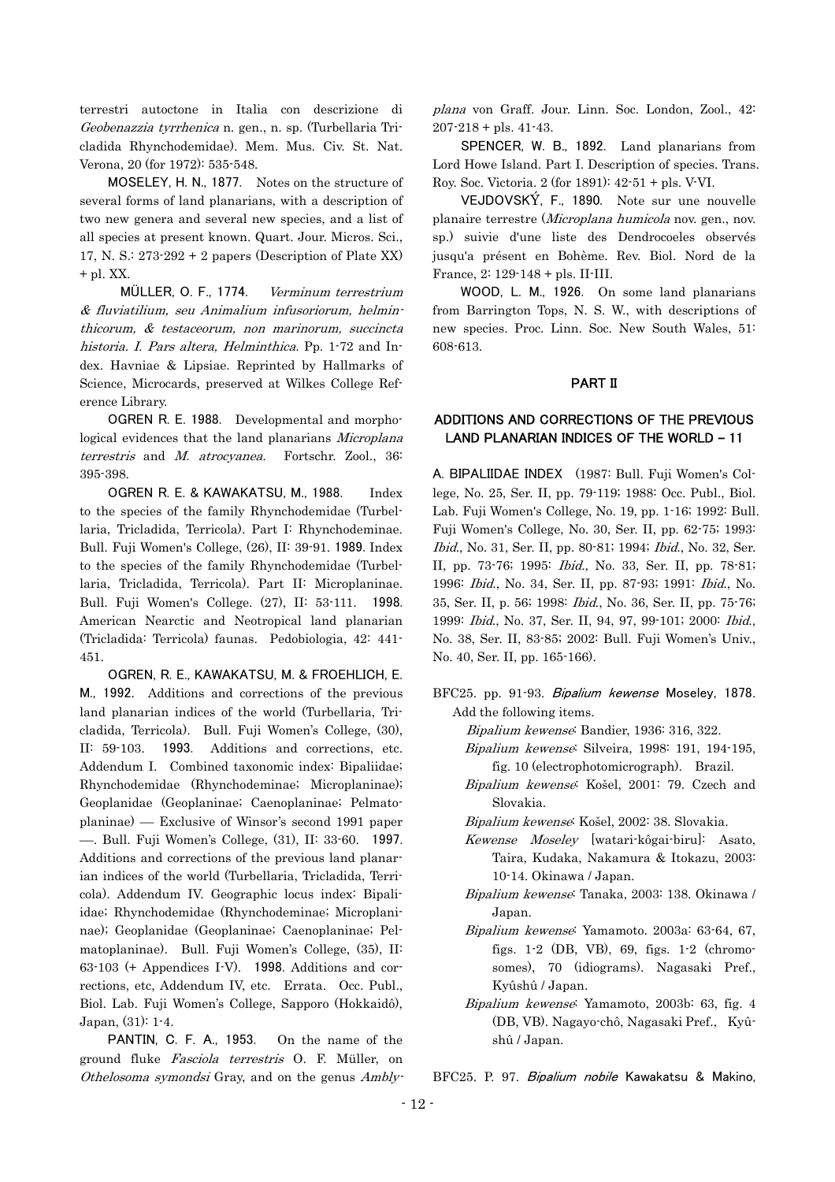terrestri autoctone in Italia con descrizione di *Geobenazzia tyrrhenica* n. gen., n. sp. (Turbellaria Tricladida Rhynchodemidae). Mem. Mus. Civ. St. Nat. Verona, 20 (for 1972): 535-548.

**MOSELEY, H. N., 1877.** Notes on the structure of several forms of land planarians, with a description of two new genera and several new species, and a list of all species at present known. Quart. Jour. Micros. Sci., 17, N. S.: 273-292 + 2 papers (Description of Plate XX) + pl. XX.

**MÜLLER, O. F., 1774.** *Verminum terrestrium & fluviatilium, seu Animalium infusoriorum, helminthicorum, & testaceorum, non marinorum, succincta historia. I. Pars altera, Helminthica.* Pp. 1-72 and Index. Havniae & Lipsiae. Reprinted by Hallmarks of Science, Microcards, preserved at Wilkes College Reference Library.

**OGREN R. E. 1988.** Developmental and morphological evidences that the land planarians *Microplana terrestris* and *M. atrocyanea*. Fortschr. Zool., 36: 395-398.

**OGREN R. E. & KAWAKATSU, M., 1988.** Index to the species of the family Rhynchodemidae (Turbellaria, Tricladida, Terricola). Part I: Rhynchodeminae. Bull. Fuji Women's College, (26), II: 39-91. **1989.** Index to the species of the family Rhynchodemidae (Turbellaria, Tricladida, Terricola). Part II: Microplaninae. Bull. Fuji Women's College. (27), II: 53-111. **1998.** American Nearctic and Neotropical land planarian (Tricladida: Terricola) faunas. Pedobiologia, 42: 441-451.

**OGREN, R. E., KAWAKATSU, M. & FROEHLICH, E. M., 1992.** Additions and corrections of the previous land planarian indices of the world (Turbellaria, Tricladida, Terricola). Bull. Fuji Women's College, (30), II: 59-103. **1993.** Additions and corrections, etc. Addendum I. Combined taxonomic index: Bipaliidae; Rhynchodemidae (Rhynchodeminae; Microplaninae); Geoplanidae (Geoplaninae; Caenoplaninae; Pelmatoplaninae) — Exclusive of Winsor's second 1991 paper —. Bull. Fuji Women's College, (31), II: 33-60. **1997.** Additions and corrections of the previous land planarian indices of the world (Turbellaria, Tricladida, Terricola). Addendum IV. Geographic locus index: Bipaliidae; Rhynchodemidae (Rhynchodeminae; Microplaninae); Geoplanidae (Geoplaninae; Caenoplaninae; Pelmatoplaninae). Bull. Fuji Women's College, (35), II: 63-103 (+ Appendices I-V). **1998.** Additions and corrections, etc, Addendum IV, etc. Errata. Occ. Publ., Biol. Lab. Fuji Women's College, Sapporo (Hokkaidô), Japan, (31): 1-4.

**PANTIN, C. F. A., 1953.** On the name of the ground fluke *Fasciola terrestris* O. F. Müller, on *Othelosoma symondsi* Gray, and on the genus *Amblyplana* von Graff. Jour. Linn. Soc. London, Zool., 42: 207-218 + pls. 41-43.

**SPENCER, W. B., 1892.** Land planarians from Lord Howe Island. Part I. Description of species. Trans. Roy. Soc. Victoria. 2 (for 1891): 42-51 + pls. V-VI.

**VEJDOVSKÝ, F., 1890.** Note sur une nouvelle planaire terrestre (*Microplana humicola* nov. gen., nov. sp.) suivie d'une liste des Dendrocoeles observés jusqu'a présent en Bohème. Rev. Biol. Nord de la France, 2: 129-148 + pls. II-III.

**WOOD, L. M., 1926.** On some land planarians from Barrington Tops, N. S. W., with descriptions of new species. Proc. Linn. Soc. New South Wales, 51: 608-613.

## PART II

## ADDITIONS AND CORRECTIONS OF THE PREVIOUS LAND PLANARIAN INDICES OF THE WORLD – 11

**A. BIPALIIDAE INDEX** (1987: Bull. Fuji Women's College, No. 25, Ser. II, pp. 79-119; 1988: Occ. Publ., Biol. Lab. Fuji Women's College, No. 19, pp. 1-16; 1992: Bull. Fuji Women's College, No. 30, Ser. II, pp. 62-75; 1993: *Ibid.*, No. 31, Ser. II, pp. 80-81; 1994; *Ibid.*, No. 32, Ser. II, pp. 73-76; 1995: *Ibid.*, No. 33, Ser. II, pp. 78-81; 1996: *Ibid.*, No. 34, Ser. II, pp. 87-93; 1991: *Ibid.*, No. 35, Ser. II, p. 56; 1998: *Ibid.*, No. 36, Ser. II, pp. 75-76; 1999: *Ibid.*, No. 37, Ser. II, 94, 97, 99-101; 2000: *Ibid.*, No. 38, Ser. II, 83-85; 2002: Bull. Fuji Women's Univ., No. 40, Ser. II, pp. 165-166).

BFC25. pp. 91-93. ***Bipalium kewense* Moseley, 1878.** Add the following items.

*Bipalium kewense*: Bandier, 1936: 316, 322.

*Bipalium kewense*: Silveira, 1998: 191, 194-195, fig. 10 (electrophotomicrograph). Brazil.

*Bipalium kewense*: Košel, 2001: 79. Czech and Slovakia.

*Bipalium kewense*: Košel, 2002: 38. Slovakia.

*Kewense Moseley* [watari-kôgai-biru]: Asato, Taira, Kudaka, Nakamura & Itokazu, 2003: 10-14. Okinawa / Japan.

*Bipalium kewense*: Tanaka, 2003: 138. Okinawa / Japan.

*Bipalium kewense*: Yamamoto. 2003a: 63-64, 67, figs. 1-2 (DB, VB), 69, figs. 1-2 (chromosomes), 70 (idiograms). Nagasaki Pref., Kyûshû / Japan.

*Bipalium kewense*: Yamamoto, 2003b: 63, fig. 4 (DB, VB). Nagayo-chô, Nagasaki Pref., Kyûshû / Japan.

BFC25. P. 97. ***Bipalium nobile* Kawakatsu & Makino,**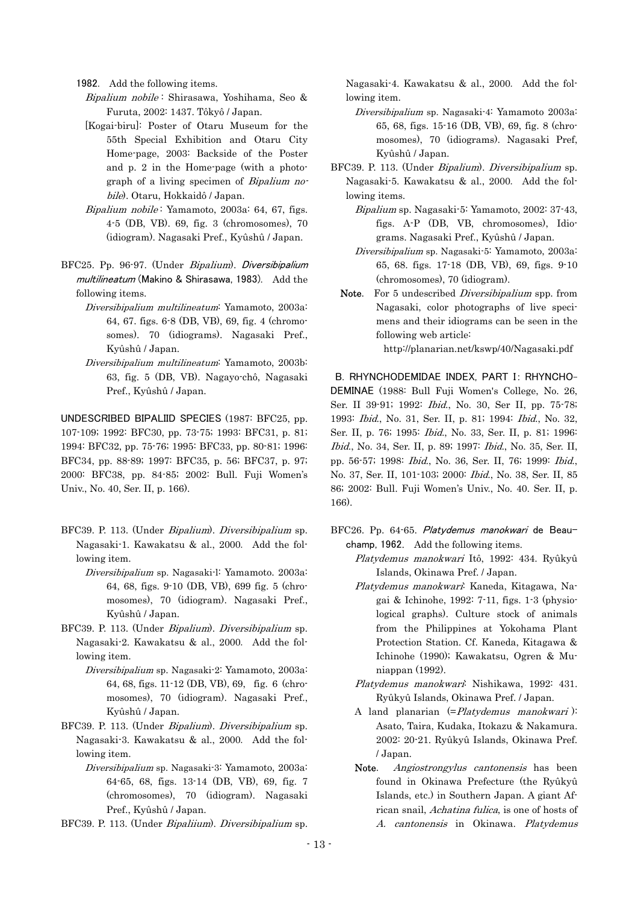1982. Add the following items.

*Bipalium nobile* : Shirasawa, Yoshihama, Seo & Furuta, 2002: 1437. Tôkyô / Japan.

[Kogai-biru]: Poster of Otaru Museum for the 55th Special Exhibition and Otaru City Home-page, 2003: Backside of the Poster and p. 2 in the Home-page (with a photograph of a living specimen of *Bipalium nobile*). Otaru, Hokkaidô / Japan.

*Bipalium nobile* : Yamamoto, 2003a: 64, 67, figs. 4-5 (DB, VB). 69, fig. 3 (chromosomes), 70 (idiogram). Nagasaki Pref., Kyûshû / Japan.

BFC25. Pp. 96-97. (Under *Bipalium*). ***Diversibipalium multilineatum*** **(Makino & Shirasawa, 1983)**. Add the following items.

*Diversibipalium multilineatum*: Yamamoto, 2003a: 64, 67. figs. 6-8 (DB, VB), 69, fig. 4 (chromosomes). 70 (idiograms). Nagasaki Pref., Kyûshû / Japan.

*Diversibipalium multilineatum*: Yamamoto, 2003b: 63, fig. 5 (DB, VB). Nagayo-chô, Nagasaki Pref., Kyûshû / Japan.

**UNDESCRIBED BIPALIID SPECIES** (1987: BFC25, pp. 107-109; 1992: BFC30, pp. 73-75; 1993: BFC31, p. 81; 1994: BFC32, pp. 75-76; 1995: BFC33, pp. 80-81; 1996: BFC34, pp. 88-89; 1997: BFC35, p. 56; BFC37, p. 97; 2000: BFC38, pp. 84-85; 2002: Bull. Fuji Women's Univ., No. 40, Ser. II, p. 166).

BFC39. P. 113. (Under *Bipalium*). *Diversibipalium* sp. Nagasaki-1. Kawakatsu & al., 2000. Add the following item.

*Diversibipalium* sp. Nagasaki-1: Yamamoto. 2003a: 64, 68, figs. 9-10 (DB, VB), 699 fig. 5 (chromosomes), 70 (idiogram). Nagasaki Pref., Kyûshû / Japan.

BFC39. P. 113. (Under *Bipalium*). *Diversibipalium* sp. Nagasaki-2. Kawakatsu & al., 2000. Add the following item.

*Diversibipalium* sp. Nagasaki-2: Yamamoto, 2003a: 64, 68, figs. 11-12 (DB, VB), 69, fig. 6 (chromosomes), 70 (idiogram). Nagasaki Pref., Kyûshû / Japan.

BFC39. P. 113. (Under *Bipalium*). *Diversibipalium* sp. Nagasaki-3. Kawakatsu & al., 2000. Add the following item.

*Diversibipalium* sp. Nagasaki-3: Yamamoto, 2003a: 64-65, 68, figs. 13-14 (DB, VB), 69, fig. 7 (chromosomes), 70 (idiogram). Nagasaki Pref., Kyûshû / Japan.

BFC39. P. 113. (Under *Bipaliium*). *Diversibipalium* sp. Nagasaki-4. Kawakatsu & al., 2000. Add the following item.

*Diversibipalium* sp. Nagasaki-4: Yamamoto 2003a: 65, 68, figs. 15-16 (DB, VB), 69, fig. 8 (chromosomes), 70 (idiograms). Nagasaki Pref, Kyûshû / Japan.

BFC39. P. 113. (Under *Bipalium*). *Diversibipalium* sp. Nagasaki-5. Kawakatsu & al., 2000. Add the following items.

*Bipalium* sp. Nagasaki-5: Yamamoto, 2002: 37-43, figs. A-P (DB, VB, chromosomes), Idiograms. Nagasaki Pref., Kyûshû / Japan.

*Diversibipalium* sp. Nagasaki-5: Yamamoto, 2003a: 65, 68. figs. 17-18 (DB, VB), 69, figs. 9-10 (chromosomes), 70 (idiogram).

**Note.** For 5 undescribed *Diversibipalium* spp. from Nagasaki, color photographs of live specimens and their idiograms can be seen in the following web article:
http://planarian.net/kswp/40/Nagasaki.pdf

**B. RHYNCHODEMIDAE INDEX, PART I: RHYNCHODEMINAE** (1988: Bull Fuji Women's College, No. 26, Ser. II 39-91; 1992: *Ibid.*, No. 30, Ser II, pp. 75-78; 1993: *Ibid.*, No. 31, Ser. II, p. 81; 1994: *Ibid.*, No. 32, Ser. II, p. 76; 1995: *Ibid.*, No. 33, Ser. II, p. 81; 1996: *Ibid.*, No. 34, Ser. II, p. 89; 1997: *Ibid.*, No. 35, Ser. II, pp. 56-57; 1998: *Ibid.*, No. 36, Ser. II, 76; 1999: *Ibid.*, No. 37, Ser. II, 101-103; 2000: *Ibid.*, No. 38, Ser. II, 85 86; 2002: Bull. Fuji Women's Univ., No. 40. Ser. II, p. 166).

BFC26. Pp. 64-65. ***Platydemus manokwari*** **de Beauchamp, 1962**. Add the following items.

*Platydemus manokwari* Itô, 1992: 434. Ryûkyû Islands, Okinawa Pref. / Japan.

*Platydemus manokwari*: Kaneda, Kitagawa, Nagai & Ichinohe, 1992: 7-11, figs. 1-3 (physiological graphs). Culture stock of animals from the Philippines at Yokohama Plant Protection Station. Cf. Kaneda, Kitagawa & Ichinohe (1990); Kawakatsu, Ogren & Muniappan (1992).

*Platydemus manokwari*: Nishikawa, 1992: 431. Ryûkyû Islands, Okinawa Pref. / Japan.

A land planarian (=*Platydemus manokwari* ): Asato, Taira, Kudaka, Itokazu & Nakamura. 2002: 20-21. Ryûkyû Islands, Okinawa Pref. / Japan.

**Note.** *Angiostrongylus cantonensis* has been found in Okinawa Prefecture (the Ryûkyû Islands, etc.) in Southern Japan. A giant African snail, *Achatina fulica*, is one of hosts of *A. cantonensis* in Okinawa. *Platydemus*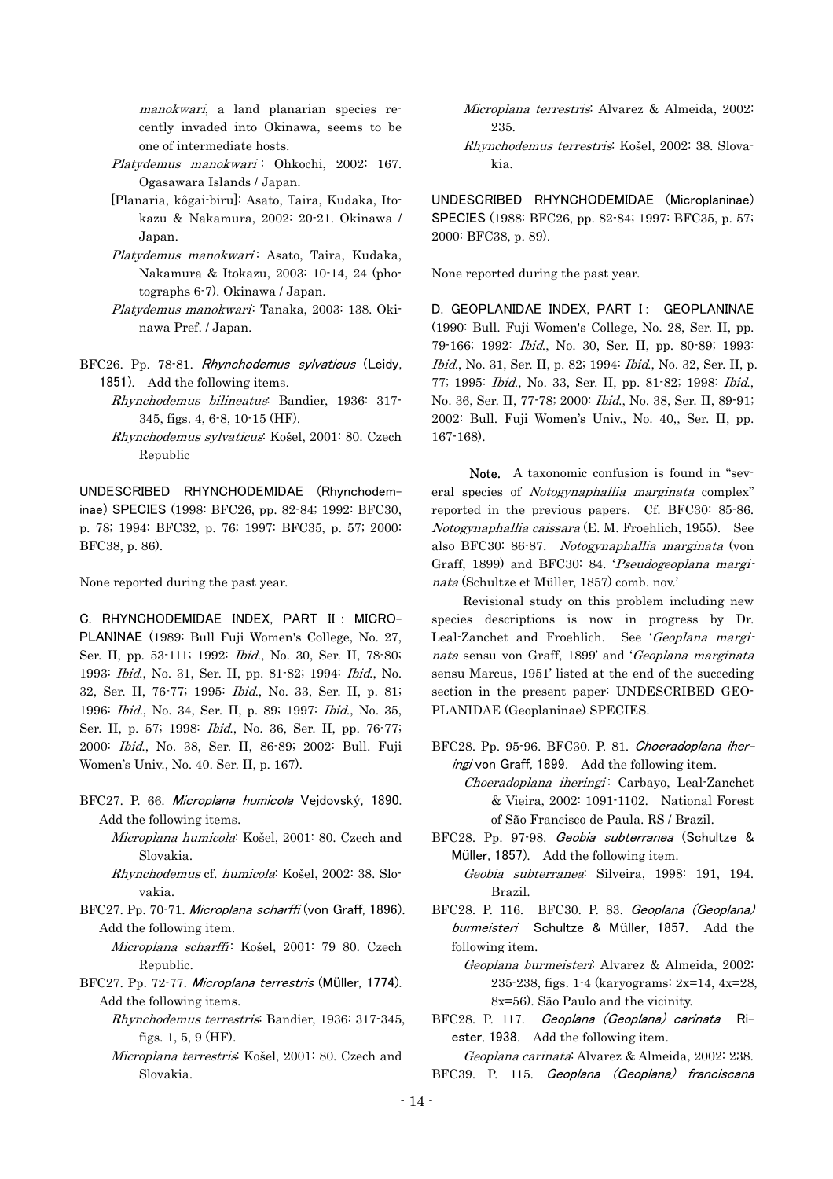manokwari, a land planarian species recently invaded into Okinawa, seems to be one of intermediate hosts.

*Platydemus manokwari*: Ohkochi, 2002: 167. Ogasawara Islands / Japan.

[Planaria, kôgai-biru]: Asato, Taira, Kudaka, Itokazu & Nakamura, 2002: 20-21. Okinawa / Japan.

*Platydemus manokwari*: Asato, Taira, Kudaka, Nakamura & Itokazu, 2003: 10-14, 24 (photographs 6-7). Okinawa / Japan.

*Platydemus manokwari*: Tanaka, 2003: 138. Okinawa Pref. / Japan.

BFC26. Pp. 78-81. ***Rhynchodemus sylvaticus*** **(Leidy, 1851).** Add the following items.

*Rhynchodemus bilineatus*: Bandier, 1936: 317-345, figs. 4, 6-8, 10-15 (HF).

*Rhynchodemus sylvaticus*: Košel, 2001: 80. Czech Republic

**UNDESCRIBED RHYNCHODEMIDAE (Rhynchodeminae) SPECIES** (1998: BFC26, pp. 82-84; 1992: BFC30, p. 78; 1994: BFC32, p. 76; 1997: BFC35, p. 57; 2000: BFC38, p. 86).

None reported during the past year.

**C. RHYNCHODEMIDAE INDEX, PART II: MICROPLANINAE** (1989: Bull Fuji Women's College, No. 27, Ser. II, pp. 53-111; 1992: *Ibid.*, No. 30, Ser. II, 78-80; 1993: *Ibid.*, No. 31, Ser. II, pp. 81-82; 1994: *Ibid.*, No. 32, Ser. II, 76-77; 1995: *Ibid.*, No. 33, Ser. II, p. 81; 1996: *Ibid.*, No. 34, Ser. II, p. 89; 1997: *Ibid.*, No. 35, Ser. II, p. 57; 1998: *Ibid.*, No. 36, Ser. II, pp. 76-77; 2000: *Ibid.*, No. 38, Ser. II, 86-89; 2002: Bull. Fuji Women's Univ., No. 40. Ser. II, p. 167).

BFC27. P. 66. ***Microplana humicola*** **Vejdovský, 1890.** Add the following items.

*Microplana humicola*: Košel, 2001: 80. Czech and Slovakia.

*Rhynchodemus* cf. *humicola*: Košel, 2002: 38. Slovakia.

BFC27. Pp. 70-71. ***Microplana scharffi*** **(von Graff, 1896).** Add the following item.

*Microplana scharffi*: Košel, 2001: 79 80. Czech Republic.

BFC27. Pp. 72-77. ***Microplana terrestris*** **(Müller, 1774).** Add the following items.

*Rhynchodemus terrestris*: Bandier, 1936: 317-345, figs. 1, 5, 9 (HF).

*Microplana terrestris*: Košel, 2001: 80. Czech and Slovakia.

*Microplana terrestris*: Alvarez & Almeida, 2002: 235.

*Rhynchodemus terrestris*: Košel, 2002: 38. Slovakia.

**UNDESCRIBED RHYNCHODEMIDAE (Microplaninae) SPECIES** (1988: BFC26, pp. 82-84; 1997: BFC35, p. 57; 2000: BFC38, p. 89).

None reported during the past year.

**D. GEOPLANIDAE INDEX, PART I: GEOPLANINAE** (1990: Bull. Fuji Women's College, No. 28, Ser. II, pp. 79-166; 1992: *Ibid.*, No. 30, Ser. II, pp. 80-89; 1993: *Ibid.*, No. 31, Ser. II, p. 82; 1994: *Ibid.*, No. 32, Ser. II, p. 77; 1995: *Ibid.*, No. 33, Ser. II, pp. 81-82; 1998: *Ibid.*, No. 36, Ser. II, 77-78; 2000: *Ibid.*, No. 38, Ser. II, 89-91; 2002: Bull. Fuji Women's Univ., No. 40,, Ser. II, pp. 167-168).

**Note.** A taxonomic confusion is found in "several species of *Notogynaphallia marginata* complex" reported in the previous papers. Cf. BFC30: 85-86. *Notogynaphallia caissara* (E. M. Froehlich, 1955). See also BFC30: 86-87. *Notogynaphallia marginata* (von Graff, 1899) and BFC30: 84. '*Pseudogeoplana marginata* (Schultze et Müller, 1857) comb. nov.'

Revisional study on this problem including new species descriptions is now in progress by Dr. Leal-Zanchet and Froehlich. See '*Geoplana marginata* sensu von Graff, 1899' and '*Geoplana marginata* sensu Marcus, 1951' listed at the end of the succeding section in the present paper: UNDESCRIBED GEOPLANIDAE (Geoplaninae) SPECIES.

BFC28. Pp. 95-96. BFC30. P. 81. ***Choeradoplana iheringi*** **von Graff, 1899.** Add the following item.

*Choeradoplana iheringi*: Carbayo, Leal-Zanchet & Vieira, 2002: 1091-1102. National Forest of São Francisco de Paula. RS / Brazil.

BFC28. Pp. 97-98. ***Geobia subterranea*** **(Schultze & Müller, 1857).** Add the following item.

*Geobia subterranea*: Silveira, 1998: 191, 194. Brazil.

BFC28. P. 116. BFC30. P. 83. ***Geoplana (Geoplana) burmeisteri*** **Schultze & Müller, 1857.** Add the following item.

*Geoplana burmeisteri*: Alvarez & Almeida, 2002: 235-238, figs. 1-4 (karyograms: 2x=14, 4x=28, 8x=56). São Paulo and the vicinity.

BFC28. P. 117. ***Geoplana (Geoplana) carinata*** **Riester, 1938.** Add the following item.

*Geoplana carinata*: Alvarez & Almeida, 2002: 238.

BFC39. P. 115. ***Geoplana (Geoplana) franciscana***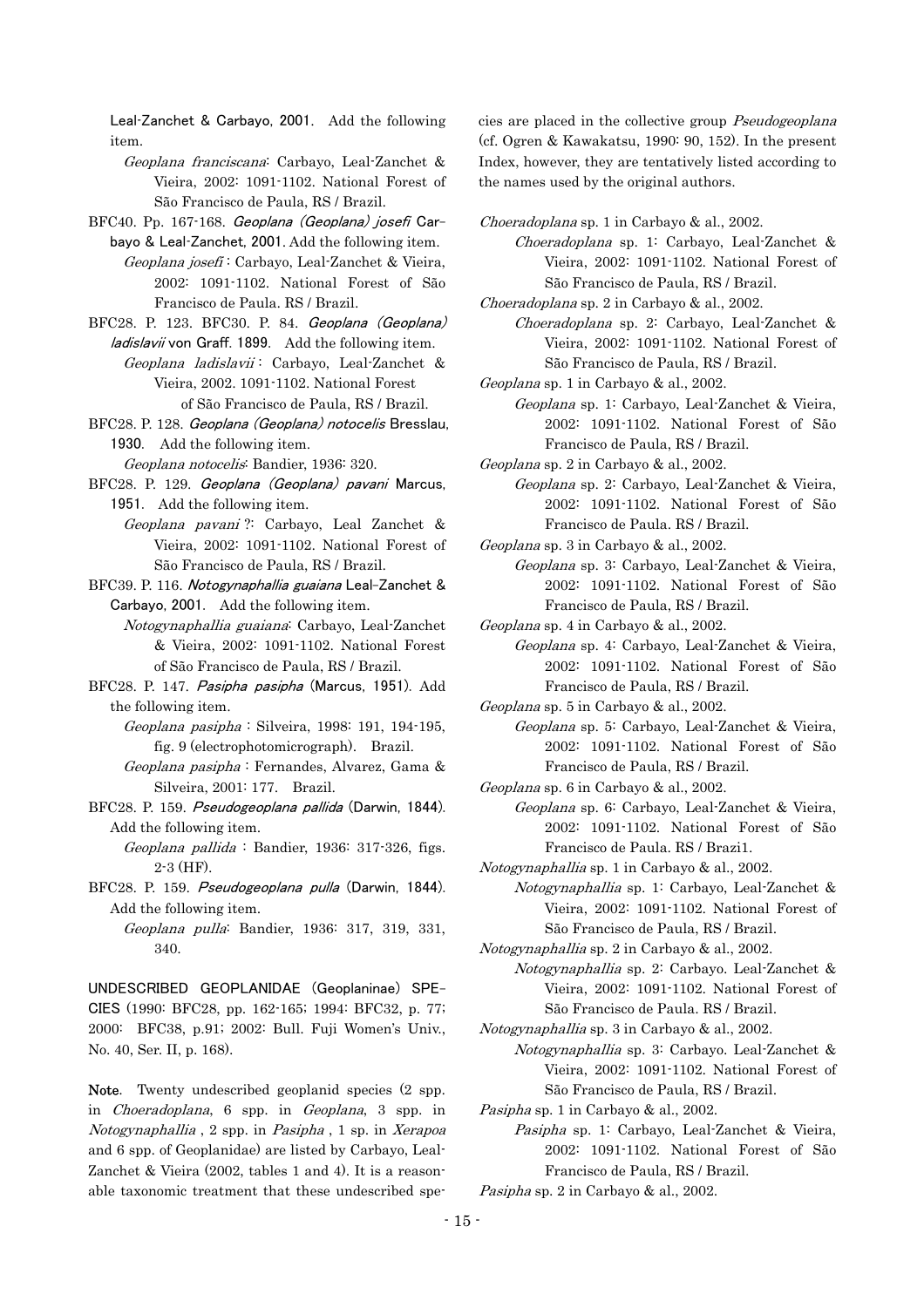Leal-Zanchet & Carbayo, 2001. Add the following item.

*Geoplana franciscana*: Carbayo, Leal-Zanchet & Vieira, 2002: 1091-1102. National Forest of São Francisco de Paula, RS / Brazil.

BFC40. Pp. 167-168. *Geoplana (Geoplana) josefi* Carbayo & Leal-Zanchet, 2001. Add the following item.

*Geoplana josefi* : Carbayo, Leal-Zanchet & Vieira, 2002: 1091-1102. National Forest of São Francisco de Paula. RS / Brazil.

BFC28. P. 123. BFC30. P. 84. *Geoplana (Geoplana) ladislavii* von Graff. 1899. Add the following item.

*Geoplana ladislavii* : Carbayo, Leal-Zanchet & Vieira, 2002. 1091-1102. National Forest of São Francisco de Paula, RS / Brazil.

BFC28. P. 128. *Geoplana (Geoplana) notocelis* Bresslau, 1930. Add the following item.

*Geoplana notocelis*: Bandier, 1936: 320.

BFC28. P. 129. *Geoplana (Geoplana) pavani* Marcus, 1951. Add the following item.

*Geoplana pavani* ?: Carbayo, Leal Zanchet & Vieira, 2002: 1091-1102. National Forest of São Francisco de Paula, RS / Brazil.

BFC39. P. 116. *Notogynaphallia guaiana* Leal-Zanchet & Carbayo, 2001. Add the following item.

*Notogynaphallia guaiana*: Carbayo, Leal-Zanchet & Vieira, 2002: 1091-1102. National Forest of São Francisco de Paula, RS / Brazil.

BFC28. P. 147. *Pasipha pasipha* (Marcus, 1951). Add the following item.

*Geoplana pasipha* : Silveira, 1998: 191, 194-195, fig. 9 (electrophotomicrograph). Brazil.

*Geoplana pasipha* : Fernandes, Alvarez, Gama & Silveira, 2001: 177. Brazil.

BFC28. P. 159. *Pseudogeoplana pallida* (Darwin, 1844). Add the following item.

*Geoplana pallida* : Bandier, 1936: 317-326, figs. 2-3 (HF).

BFC28. P. 159. *Pseudogeoplana pulla* (Darwin, 1844). Add the following item.

*Geoplana pulla*: Bandier, 1936: 317, 319, 331, 340.

UNDESCRIBED GEOPLANIDAE (Geoplaninae) SPECIES (1990: BFC28, pp. 162-165; 1994: BFC32, p. 77; 2000: BFC38, p.91; 2002: Bull. Fuji Women's Univ., No. 40, Ser. II, p. 168).

**Note.** Twenty undescribed geoplanid species (2 spp. in *Choeradoplana*, 6 spp. in *Geoplana*, 3 spp. in *Notogynaphallia* , 2 spp. in *Pasipha* , 1 sp. in *Xerapoa* and 6 spp. of Geoplanidae) are listed by Carbayo, Leal-Zanchet & Vieira (2002, tables 1 and 4). It is a reasonable taxonomic treatment that these undescribed species are placed in the collective group *Pseudogeoplana* (cf. Ogren & Kawakatsu, 1990: 90, 152). In the present Index, however, they are tentatively listed according to the names used by the original authors.

*Choeradoplana* sp. 1 in Carbayo & al., 2002.

*Choeradoplana* sp. 1: Carbayo, Leal-Zanchet & Vieira, 2002: 1091-1102. National Forest of São Francisco de Paula, RS / Brazil.

*Choeradoplana* sp. 2 in Carbayo & al., 2002.

*Choeradoplana* sp. 2: Carbayo, Leal-Zanchet & Vieira, 2002: 1091-1102. National Forest of São Francisco de Paula, RS / Brazil.

*Geoplana* sp. 1 in Carbayo & al., 2002.

*Geoplana* sp. 1: Carbayo, Leal-Zanchet & Vieira, 2002: 1091-1102. National Forest of São Francisco de Paula, RS / Brazil.

*Geoplana* sp. 2 in Carbayo & al., 2002.

*Geoplana* sp. 2: Carbayo, Leal-Zanchet & Vieira, 2002: 1091-1102. National Forest of São Francisco de Paula. RS / Brazil.

*Geoplana* sp. 3 in Carbayo & al., 2002.

*Geoplana* sp. 3: Carbayo, Leal-Zanchet & Vieira, 2002: 1091-1102. National Forest of São Francisco de Paula, RS / Brazil.

*Geoplana* sp. 4 in Carbayo & al., 2002.

*Geoplana* sp. 4: Carbayo, Leal-Zanchet & Vieira, 2002: 1091-1102. National Forest of São Francisco de Paula, RS / Brazil.

*Geoplana* sp. 5 in Carbayo & al., 2002.

*Geoplana* sp. 5: Carbayo, Leal-Zanchet & Vieira, 2002: 1091-1102. National Forest of São Francisco de Paula, RS / Brazil.

*Geoplana* sp. 6 in Carbayo & al., 2002.

*Geoplana* sp. 6: Carbayo, Leal-Zanchet & Vieira, 2002: 1091-1102. National Forest of São Francisco de Paula. RS / Brazi1.

*Notogynaphallia* sp. 1 in Carbayo & al., 2002.

*Notogynaphallia* sp. 1: Carbayo, Leal-Zanchet & Vieira, 2002: 1091-1102. National Forest of São Francisco de Paula, RS / Brazil.

*Notogynaphallia* sp. 2 in Carbayo & al., 2002.

*Notogynaphallia* sp. 2: Carbayo. Leal-Zanchet & Vieira, 2002: 1091-1102. National Forest of São Francisco de Paula. RS / Brazil.

*Notogynaphallia* sp. 3 in Carbayo & al., 2002.

*Notogynaphallia* sp. 3: Carbayo. Leal-Zanchet & Vieira, 2002: 1091-1102. National Forest of São Francisco de Paula, RS / Brazil.

*Pasipha* sp. 1 in Carbayo & al., 2002.

*Pasipha* sp. 1: Carbayo, Leal-Zanchet & Vieira, 2002: 1091-1102. National Forest of São Francisco de Paula, RS / Brazil.

*Pasipha* sp. 2 in Carbayo & al., 2002.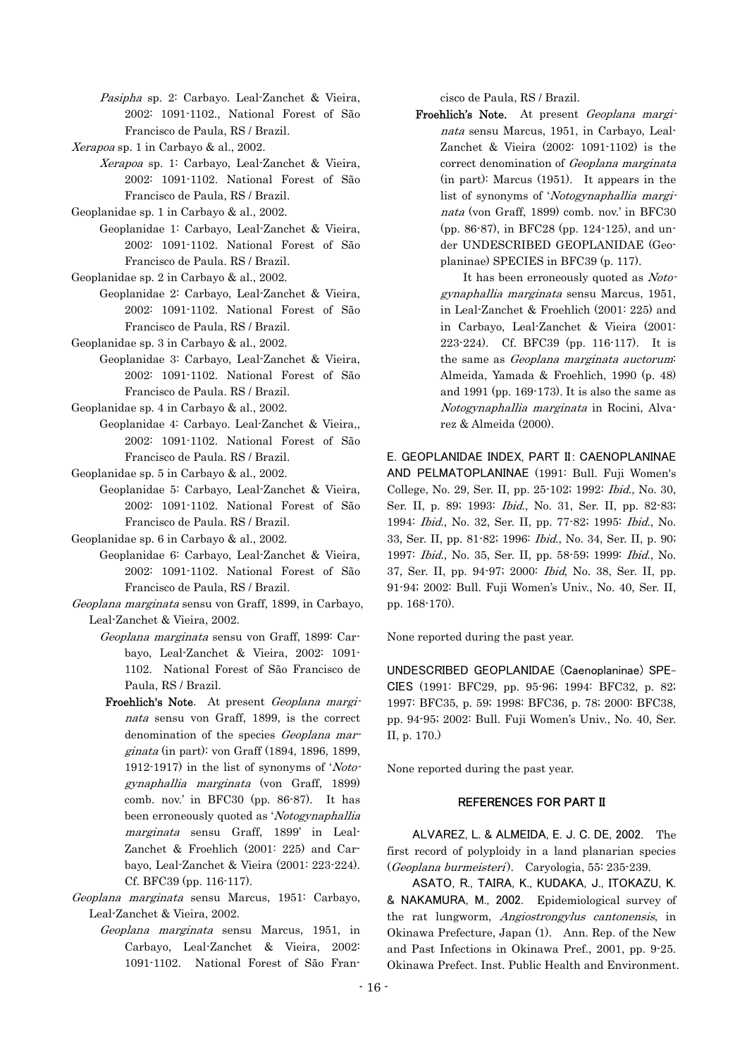*Pasipha* sp. 2: Carbayo. Leal-Zanchet & Vieira, 2002: 1091-1102., National Forest of São Francisco de Paula, RS / Brazil.

*Xerapoa* sp. 1 in Carbayo & al., 2002.

*Xerapoa* sp. 1: Carbayo, Leal-Zanchet & Vieira, 2002: 1091-1102. National Forest of São Francisco de Paula, RS / Brazil.

Geoplanidae sp. 1 in Carbayo & al., 2002.

Geoplanidae 1: Carbayo, Leal-Zanchet & Vieira, 2002: 1091-1102. National Forest of São Francisco de Paula. RS / Brazil.

Geoplanidae sp. 2 in Carbayo & al., 2002.

Geoplanidae 2: Carbayo, Leal-Zanchet & Vieira, 2002: 1091-1102. National Forest of São Francisco de Paula, RS / Brazil.

Geoplanidae sp. 3 in Carbayo & al., 2002.

Geoplanidae 3: Carbayo, Leal-Zanchet & Vieira, 2002: 1091-1102. National Forest of São Francisco de Paula. RS / Brazil.

Geoplanidae sp. 4 in Carbayo & al., 2002.

Geoplanidae 4: Carbayo. Leal-Zanchet & Vieira,, 2002: 1091-1102. National Forest of São Francisco de Paula. RS / Brazil.

Geoplanidae sp. 5 in Carbayo & al., 2002.

Geoplanidae 5: Carbayo, Leal-Zanchet & Vieira, 2002: 1091-1102. National Forest of São Francisco de Paula. RS / Brazil.

Geoplanidae sp. 6 in Carbayo & al., 2002.

Geoplanidae 6: Carbayo, Leal-Zanchet & Vieira, 2002: 1091-1102. National Forest of São Francisco de Paula, RS / Brazil.

*Geoplana marginata* sensu von Graff, 1899, in Carbayo, Leal-Zanchet & Vieira, 2002.

*Geoplana marginata* sensu von Graff, 1899: Carbayo, Leal-Zanchet & Vieira, 2002: 1091-1102. National Forest of São Francisco de Paula, RS / Brazil.

**Froehlich's Note**. At present *Geoplana marginata* sensu von Graff, 1899, is the correct denomination of the species *Geoplana marginata* (in part): von Graff (1894, 1896, 1899, 1912-1917) in the list of synonyms of '*Notogynaphallia marginata* (von Graff, 1899) comb. nov.' in BFC30 (pp. 86-87). It has been erroneously quoted as '*Notogynaphallia marginata* sensu Graff, 1899' in Leal-Zanchet & Froehlich (2001: 225) and Carbayo, Leal-Zanchet & Vieira (2001: 223-224). Cf. BFC39 (pp. 116-117).

*Geoplana marginata* sensu Marcus, 1951: Carbayo, Leal-Zanchet & Vieira, 2002.

*Geoplana marginata* sensu Marcus, 1951, in Carbayo, Leal-Zanchet & Vieira, 2002: 1091-1102. National Forest of São Francisco de Paula, RS / Brazil.

**Froehlich's Note.** At present *Geoplana marginata* sensu Marcus, 1951, in Carbayo, Leal-Zanchet & Vieira (2002: 1091-1102) is the correct denomination of *Geoplana marginata* (in part): Marcus (1951). It appears in the list of synonyms of '*Notogynaphallia marginata* (von Graff, 1899) comb. nov.' in BFC30 (pp. 86-87), in BFC28 (pp. 124-125), and under UNDESCRIBED GEOPLANIDAE (Geoplaninae) SPECIES in BFC39 (p. 117).

It has been erroneously quoted as *Notogynaphallia marginata* sensu Marcus, 1951, in Leal-Zanchet & Froehlich (2001: 225) and in Carbayo, Leal-Zanchet & Vieira (2001: 223-224). Cf. BFC39 (pp. 116-117). It is the same as *Geoplana marginata auctorum*: Almeida, Yamada & Froehlich, 1990 (p. 48) and 1991 (pp. 169-173). It is also the same as *Notogynaphallia marginata* in Rocini, Alvarez & Almeida (2000).

**E. GEOPLANIDAE INDEX, PART II: CAENOPLANINAE AND PELMATOPLANINAE** (1991: Bull. Fuji Women's College, No. 29, Ser. II, pp. 25-102; 1992: *Ibid*., No. 30, Ser. II, p. 89; 1993: *Ibid*., No. 31, Ser. II, pp. 82-83; 1994: *Ibid*., No. 32, Ser. II, pp. 77-82; 1995: *Ibid*., No. 33, Ser. II, pp. 81-82; 1996: *Ibid*., No. 34, Ser. II, p. 90; 1997: *Ibid*., No. 35, Ser. II, pp. 58-59; 1999: *Ibid*., No. 37, Ser. II, pp. 94-97; 2000: *Ibid*, No. 38, Ser. II, pp. 91-94; 2002: Bull. Fuji Women's Univ., No. 40, Ser. II, pp. 168-170).

None reported during the past year.

**UNDESCRIBED GEOPLANIDAE (Caenoplaninae) SPECIES** (1991: BFC29, pp. 95-96; 1994: BFC32, p. 82; 1997: BFC35, p. 59; 1998: BFC36, p. 78; 2000: BFC38, pp. 94-95; 2002: Bull. Fuji Women's Univ., No. 40, Ser. II, p. 170.)

None reported during the past year.

## REFERENCES FOR PART II

**ALVAREZ, L. & ALMEIDA, E. J. C. DE, 2002**. The first record of polyploidy in a land planarian species (*Geoplana burmeisteri*). Caryologia, 55: 235-239.

**ASATO, R., TAIRA, K., KUDAKA, J., ITOKAZU, K. & NAKAMURA, M., 2002**. Epidemiological survey of the rat lungworm, *Angiostrongylus cantonensis*, in Okinawa Prefecture, Japan (1). Ann. Rep. of the New and Past Infections in Okinawa Pref., 2001, pp. 9-25. Okinawa Prefect. Inst. Public Health and Environment.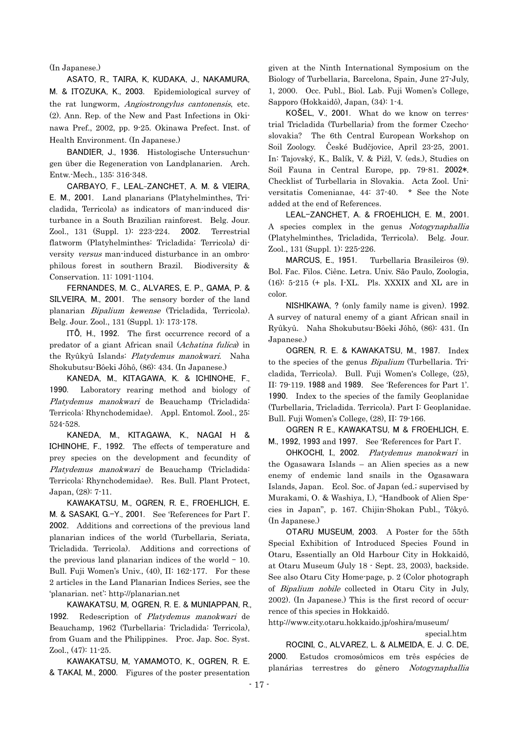(In Japanese.)

**ASATO, R., TAIRA, K, KUDAKA, J., NAKAMURA, M. & ITOZUKA, K., 2003**. Epidemiological survey of the rat lungworm, *Angiostrongylus cantonensis*, etc. (2). Ann. Rep. of the New and Past Infections in Okinawa Pref., 2002, pp. 9-25. Okinawa Prefect. Inst. of Health Environment. (In Japanese.)

**BANDIER, J., 1936**. Histologische Untersuchungen über die Regeneration von Landplanarien. Arch. Entw.-Mech., 135: 316-348.

**CARBAYO, F., LEAL-ZANCHET, A. M. & VIEIRA, E. M., 2001**. Land planarians (Platyhelminthes, Tricladida, Terricola) as indicators of man-induced disturbance in a South Brazilian rainforest. Belg. Jour. Zool., 131 (Suppl. 1): 223-224. **2002**. Terrestrial flatworm (Platyhelminthes: Tricladida: Terricola) diversity *versus* man-induced disturbance in an ombrophilous forest in southern Brazil. Biodiversity & Conservation. 11: 1091-1104.

**FERNANDES, M. C., ALVARES, E. P., GAMA, P. & SILVEIRA, M., 2001**. The sensory border of the land planarian *Bipalium kewense* (Tricladida, Terricola). Belg. Jour. Zool., 131 (Suppl. 1): 173-178.

**ITÔ, H., 1992**. The first occurrence record of a predator of a giant African snail (*Achatina fulica*) in the Ryûkyû Islands: *Platydemus manokwari*. Naha Shokubutsu-Bôeki Jôhô, (86): 434. (In Japanese.)

**KANEDA, M., KITAGAWA, K. & ICHINOHE, F., 1990**. Laboratory rearing method and biology of *Platydemus manokwari* de Beauchamp (Tricladida: Terricola: Rhynchodemidae). Appl. Entomol. Zool., 25: 524-528.

**KANEDA, M., KITAGAWA, K., NAGAI H & ICHINOHE, F., 1992**. The effects of temperature and prey species on the development and fecundity of *Platydemus manokwari* de Beauchamp (Tricladida: Terricola: Rhynchodemidae). Res. Bull. Plant Protect, Japan, (28): 7-11.

**KAWAKATSU, M., OGREN, R. E., FROEHLICH, E. M. & SASAKI, G.-Y., 2001**. See 'References for Part I'. **2002**. Additions and corrections of the previous land planarian indices of the world (Turbellaria, Seriata, Tricladida. Terricola). Additions and corrections of the previous land planarian indices of the world – 10. Bull. Fuji Women's Univ., (40), II: 162-177. For these 2 articles in the Land Planarian Indices Series, see the 'planarian. net': http://planarian.net

**KAWAKATSU, M, OGREN, R. E. & MUNIAPPAN, R., 1992**. Redescription of *Platydemus manokwari* de Beauchamp, 1962 (Turbellaria: Tricladida: Terricola), from Guam and the Philippines. Proc. Jap. Soc. Syst. Zool., (47): 11-25.

**KAWAKATSU, M, YAMAMOTO, K., OGREN, R. E. & TAKAI, M., 2000**. Figures of the poster presentation given at the Ninth International Symposium on the Biology of Turbellaria, Barcelona, Spain, June 27-July, 1, 2000. Occ. Publ., Biol. Lab. Fuji Women's College, Sapporo (Hokkaidô), Japan, (34): 1-4.

**KOŠEL, V., 2001**. What do we know on terrestrial Tricladida (Turbellaria) from the former Czechoslovakia? The 6th Central European Workshop on Soil Zoology. České Budčjovice, April 23-25, 2001. In: Tajovský, K., Balík, V. & Pižl, V. (eds.), Studies on Soil Fauna in Central Europe, pp. 79-81. **2002***. Checklist of Turbellaria in Slovakia. Acta Zool. Universitatis Comenianae, 44: 37-40. * See the Note added at the end of References.

**LEAL-ZANCHET, A. & FROEHLICH, E. M., 2001**. A species complex in the genus *Notogynaphallia* (Platyhelminthes, Tricladida, Terricola). Belg. Jour. Zool., 131 (Suppl. 1): 225-226.

**MARCUS, E., 1951**. Turbellaria Brasileiros (9). Bol. Fac. Filos. Ciênc. Letra. Univ. São Paulo, Zoologia, (16): 5-215 (+ pls. I-XL. Pls. XXXIX and XL are in color.

**NISHIKAWA, ?** (only family name is given). **1992**. A survey of natural enemy of a giant African snail in Ryûkyû. Naha Shokubutsu-Bôeki Jôhô, (86): 431. (In Japanese.)

**OGREN, R. E. & KAWAKATSU, M., 1987**. Index to the species of the genus *Bipalium* (Turbellaria. Tricladida, Terricola). Bull. Fuji Women's College, (25), II: 79-119. **1988** and **1989**. See 'References for Part 1'. **1990**. Index to the species of the family Geoplanidae (Turbellaria, Tricladida. Terricola). Part I: Geoplanidae. Bull. Fuji Women's College, (28), II: 79-166.

**OGREN R E., KAWAKATSU, M & FROEHLICH, E. M., 1992, 1993** and **1997**. See 'References for Part I'.

**OHKOCHI, I., 2002**. *Platydemus manokwari* in the Ogasawara Islands – an Alien species as a new enemy of endemic land snails in the Ogasawara Islands, Japan. Ecol. Soc. of Japan (ed.; supervised by Murakami, O. & Washiya, I.), "Handbook of Alien Species in Japan", p. 167. Chijin-Shokan Publ., Tôkyô. (In Japanese.)

**OTARU MUSEUM, 2003**. A Poster for the 55th Special Exhibition of Introduced Species Found in Otaru, Essentially an Old Harbour City in Hokkaidô, at Otaru Museum (July 18 - Sept. 23, 2003), backside. See also Otaru City Home-page, p. 2 (Color photograph of *Bipalium nobile* collected in Otaru City in July, 2002). (In Japanese.) This is the first record of occurrence of this species in Hokkaidô.
http://www.city.otaru.hokkaido.jp/oshira/museum/special.htm

**ROCINI, C., ALVAREZ, L. & ALMEIDA, E. J. C. DE, 2000**. Estudos cromosômicos em três espécies de planárias terrestres do gênero *Notogynaphallia*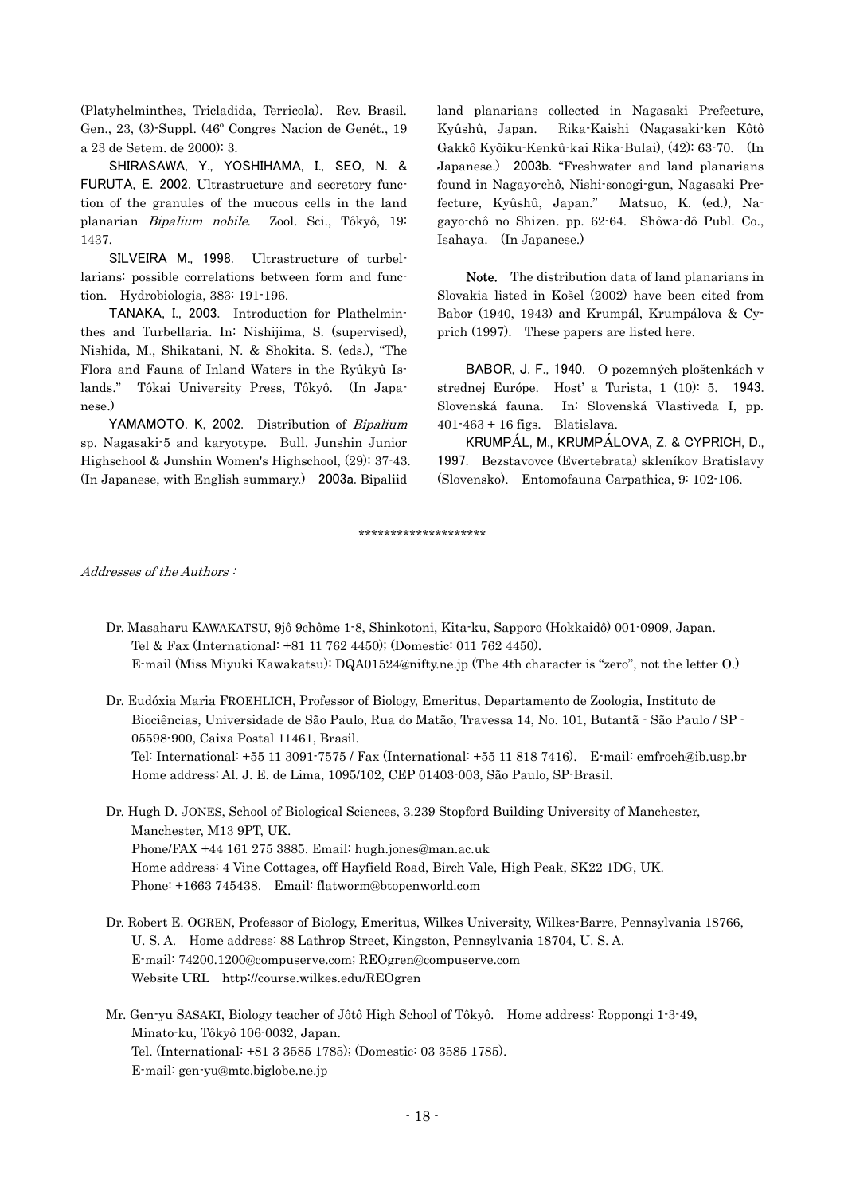(Platyhelminthes, Tricladida, Terricola). Rev. Brasil. Gen., 23, (3)-Suppl. (46° Congres Nacion de Genét., 19 a 23 de Setem. de 2000): 3.

**SHIRASAWA, Y., YOSHIHAMA, I., SEO, N. & FURUTA, E. 2002**. Ultrastructure and secretory function of the granules of the mucous cells in the land planarian *Bipalium nobile*. Zool. Sci., Tôkyô, 19: 1437.

**SILVEIRA M., 1998**. Ultrastructure of turbellarians: possible correlations between form and function. Hydrobiologia, 383: 191-196.

**TANAKA, I., 2003**. Introduction for Plathelminthes and Turbellaria. In: Nishijima, S. (supervised), Nishida, M., Shikatani, N. & Shokita. S. (eds.), "The Flora and Fauna of Inland Waters in the Ryûkyû Islands." Tôkai University Press, Tôkyô. (In Japanese.)

**YAMAMOTO, K, 2002**. Distribution of *Bipalium* sp. Nagasaki-5 and karyotype. Bull. Junshin Junior Highschool & Junshin Women's Highschool, (29): 37-43. (In Japanese, with English summary.) **2003a**. Bipaliid land planarians collected in Nagasaki Prefecture, Kyûshû, Japan. Rika-Kaishi (Nagasaki-ken Kôtô Gakkô Kyôiku-Kenkû-kai Rika-Bulai), (42): 63-70. (In Japanese.) **2003b**. "Freshwater and land planarians found in Nagayo-chô, Nishi-sonogi-gun, Nagasaki Prefecture, Kyûshû, Japan." Matsuo, K. (ed.), Nagayo-chô no Shizen. pp. 62-64. Shôwa-dô Publ. Co., Isahaya. (In Japanese.)

**Note.** The distribution data of land planarians in Slovakia listed in Košel (2002) have been cited from Babor (1940, 1943) and Krumpál, Krumpálova & Cyprich (1997). These papers are listed here.

**BABOR, J. F., 1940**. O pozemných ploštenkách v strednej Európe. Host' a Turista, 1 (10): 5. **1943**. Slovenská fauna. In: Slovenská Vlastiveda I, pp. 401-463 + 16 figs. Blatislava.

**KRUMPÁL, M., KRUMPÁLOVA, Z. & CYPRICH, D., 1997**. Bezstavovce (Evertebrata) skleníkov Bratislavy (Slovensko). Entomofauna Carpathica, 9: 102-106.

********************

*Addresses of the Authors :*

Dr. Masaharu KAWAKATSU, 9jô 9chôme 1-8, Shinkotoni, Kita-ku, Sapporo (Hokkaidô) 001-0909, Japan.
Tel & Fax (International: +81 11 762 4450); (Domestic: 011 762 4450).
E-mail (Miss Miyuki Kawakatsu): DQA01524@nifty.ne.jp (The 4th character is "zero", not the letter O.)

Dr. Eudóxia Maria FROEHLICH, Professor of Biology, Emeritus, Departamento de Zoologia, Instituto de Biociências, Universidade de São Paulo, Rua do Matão, Travessa 14, No. 101, Butantã - São Paulo / SP - 05598-900, Caixa Postal 11461, Brasil.
Tel: International: +55 11 3091-7575 / Fax (International: +55 11 818 7416). E-mail: emfroeh@ib.usp.br
Home address: Al. J. E. de Lima, 1095/102, CEP 01403-003, São Paulo, SP-Brasil.

Dr. Hugh D. JONES, School of Biological Sciences, 3.239 Stopford Building University of Manchester, Manchester, M13 9PT, UK.
Phone/FAX +44 161 275 3885. Email: hugh.jones@man.ac.uk
Home address: 4 Vine Cottages, off Hayfield Road, Birch Vale, High Peak, SK22 1DG, UK.
Phone: +1663 745438. Email: flatworm@btopenworld.com

Dr. Robert E. OGREN, Professor of Biology, Emeritus, Wilkes University, Wilkes-Barre, Pennsylvania 18766, U. S. A. Home address: 88 Lathrop Street, Kingston, Pennsylvania 18704, U. S. A.
E-mail: 74200.1200@compuserve.com; REOgren@compuserve.com
Website URL http://course.wilkes.edu/REOgren

Mr. Gen-yu SASAKI, Biology teacher of Jôtô High School of Tôkyô. Home address: Roppongi 1-3-49, Minato-ku, Tôkyô 106-0032, Japan.
Tel. (International: +81 3 3585 1785); (Domestic: 03 3585 1785).
E-mail: gen-yu@mtc.biglobe.ne.jp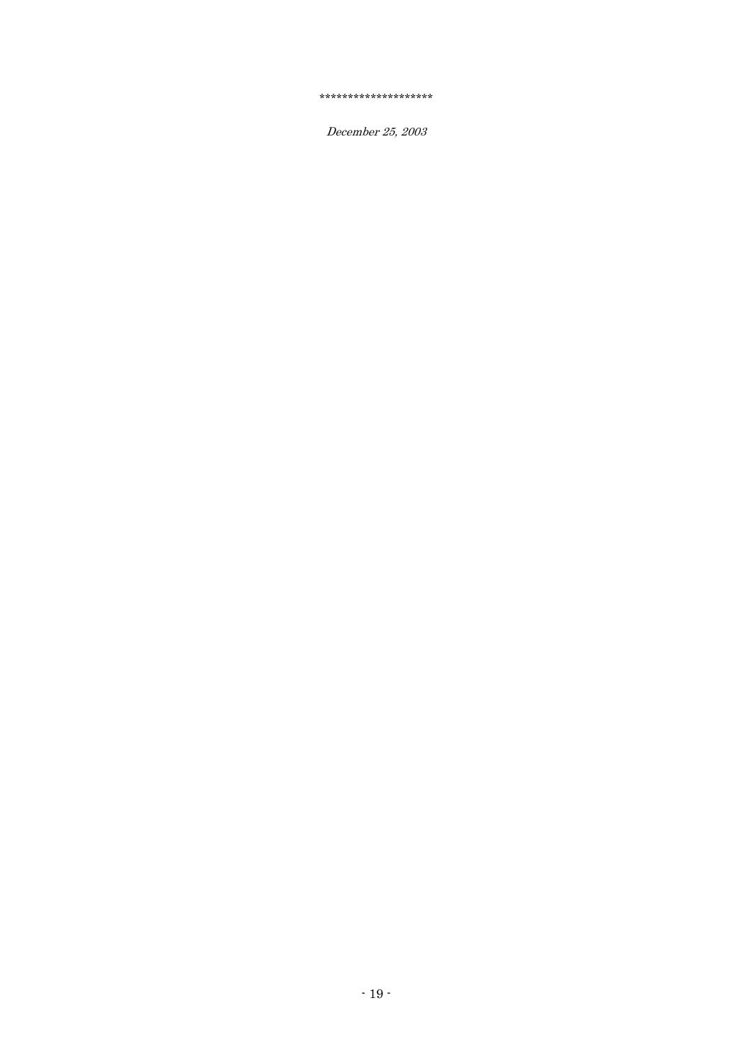*******************

*December 25, 2003*